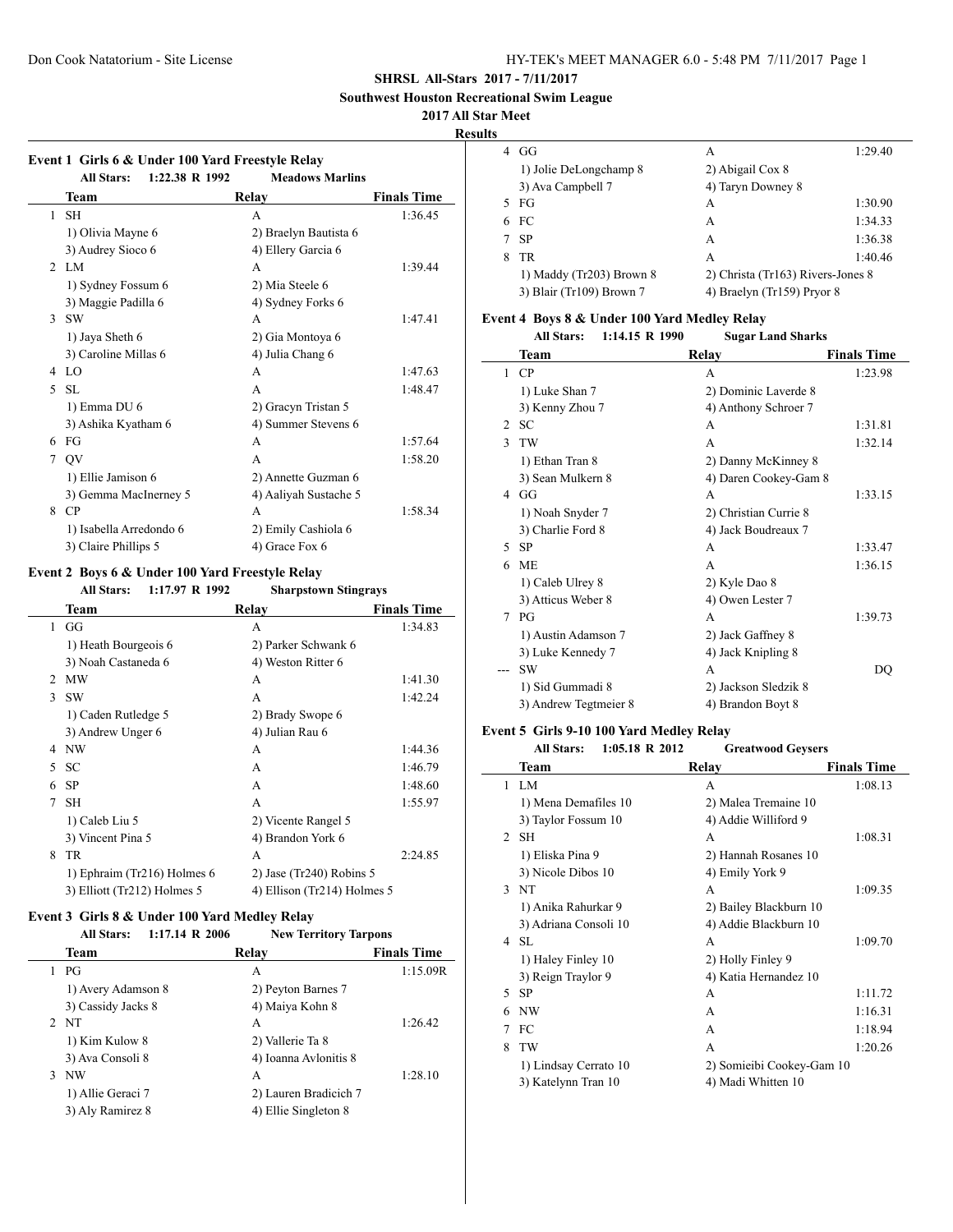**SHRSL All-Stars 2017 - 7/11/2017**

**Southwest Houston Recreational Swim League**

**2017 All Star Meet**

**Results**

### Event 1 Girls 6 & Under 100 Yard Freestyle Relay

All Stars: 1:22.38 R 1992 Meadows Marlins

| | Team | Relay | Finals Time |
|---|---|---|---|
| 1 | SH | A | 1:36.45 |
| | 1) Olivia Mayne 6 | 2) Braelyn Bautista 6 | |
| | 3) Audrey Sioco 6 | 4) Ellery Garcia 6 | |
| 2 | LM | A | 1:39.44 |
| | 1) Sydney Fossum 6 | 2) Mia Steele 6 | |
| | 3) Maggie Padilla 6 | 4) Sydney Forks 6 | |
| 3 | SW | A | 1:47.41 |
| | 1) Jaya Sheth 6 | 2) Gia Montoya 6 | |
| | 3) Caroline Millas 6 | 4) Julia Chang 6 | |
| 4 | LO | A | 1:47.63 |
| 5 | SL | A | 1:48.47 |
| | 1) Emma DU 6 | 2) Gracyn Tristan 5 | |
| | 3) Ashika Kyatham 6 | 4) Summer Stevens 6 | |
| 6 | FG | A | 1:57.64 |
| 7 | QV | A | 1:58.20 |
| | 1) Ellie Jamison 6 | 2) Annette Guzman 6 | |
| | 3) Gemma MacInerney 5 | 4) Aaliyah Sustache 5 | |
| 8 | CP | A | 1:58.34 |
| | 1) Isabella Arredondo 6 | 2) Emily Cashiola 6 | |
| | 3) Claire Phillips 5 | 4) Grace Fox 6 | |

### Event 2 Boys 6 & Under 100 Yard Freestyle Relay

All Stars: 1:17.97 R 1992 Sharpstown Stingrays

| | Team | Relay | Finals Time |
|---|---|---|---|
| 1 | GG | A | 1:34.83 |
| | 1) Heath Bourgeois 6 | 2) Parker Schwank 6 | |
| | 3) Noah Castaneda 6 | 4) Weston Ritter 6 | |
| 2 | MW | A | 1:41.30 |
| 3 | SW | A | 1:42.24 |
| | 1) Caden Rutledge 5 | 2) Brady Swope 6 | |
| | 3) Andrew Unger 6 | 4) Julian Rau 6 | |
| 4 | NW | A | 1:44.36 |
| 5 | SC | A | 1:46.79 |
| 6 | SP | A | 1:48.60 |
| 7 | SH | A | 1:55.97 |
| | 1) Caleb Liu 5 | 2) Vicente Rangel 5 | |
| | 3) Vincent Pina 5 | 4) Brandon York 6 | |
| 8 | TR | A | 2:24.85 |
| | 1) Ephraim (Tr216) Holmes 6 | 2) Jase (Tr240) Robins 5 | |
| | 3) Elliott (Tr212) Holmes 5 | 4) Ellison (Tr214) Holmes 5 | |

### Event 3 Girls 8 & Under 100 Yard Medley Relay

All Stars: 1:17.14 R 2006 New Territory Tarpons

| | Team | Relay | Finals Time |
|---|---|---|---|
| 1 | PG | A | 1:15.09R |
| | 1) Avery Adamson 8 | 2) Peyton Barnes 7 | |
| | 3) Cassidy Jacks 8 | 4) Maiya Kohn 8 | |
| 2 | NT | A | 1:26.42 |
| | 1) Kim Kulow 8 | 2) Vallerie Ta 8 | |
| | 3) Ava Consoli 8 | 4) Ioanna Avlonitis 8 | |
| 3 | NW | A | 1:28.10 |
| | 1) Allie Geraci 7 | 2) Lauren Bradicich 7 | |
| | 3) Aly Ramirez 8 | 4) Ellie Singleton 8 | |
| 4 | GG | A | 1:29.40 |
| | 1) Jolie DeLongchamp 8 | 2) Abigail Cox 8 | |
| | 3) Ava Campbell 7 | 4) Taryn Downey 8 | |
| 5 | FG | A | 1:30.90 |
| 6 | FC | A | 1:34.33 |
| 7 | SP | A | 1:36.38 |
| 8 | TR | A | 1:40.46 |
| | 1) Maddy (Tr203) Brown 8 | 2) Christa (Tr163) Rivers-Jones 8 | |
| | 3) Blair (Tr109) Brown 7 | 4) Braelyn (Tr159) Pryor 8 | |

### Event 4 Boys 8 & Under 100 Yard Medley Relay

All Stars: 1:14.15 R 1990 Sugar Land Sharks

| | Team | Relay | Finals Time |
|---|---|---|---|
| 1 | CP | A | 1:23.98 |
| | 1) Luke Shan 7 | 2) Dominic Laverde 8 | |
| | 3) Kenny Zhou 7 | 4) Anthony Schroer 7 | |
| 2 | SC | A | 1:31.81 |
| 3 | TW | A | 1:32.14 |
| | 1) Ethan Tran 8 | 2) Danny McKinney 8 | |
| | 3) Sean Mulkern 8 | 4) Daren Cookey-Gam 8 | |
| 4 | GG | A | 1:33.15 |
| | 1) Noah Snyder 7 | 2) Christian Currie 8 | |
| | 3) Charlie Ford 8 | 4) Jack Boudreaux 7 | |
| 5 | SP | A | 1:33.47 |
| 6 | ME | A | 1:36.15 |
| | 1) Caleb Ulrey 8 | 2) Kyle Dao 8 | |
| | 3) Atticus Weber 8 | 4) Owen Lester 7 | |
| 7 | PG | A | 1:39.73 |
| | 1) Austin Adamson 7 | 2) Jack Gaffney 8 | |
| | 3) Luke Kennedy 7 | 4) Jack Knipling 8 | |
| --- | SW | A | DQ |
| | 1) Sid Gummadi 8 | 2) Jackson Sledzik 8 | |
| | 3) Andrew Tegtmeier 8 | 4) Brandon Boyt 8 | |

### Event 5 Girls 9-10 100 Yard Medley Relay

All Stars: 1:05.18 R 2012 Greatwood Geysers

| | Team | Relay | Finals Time |
|---|---|---|---|
| 1 | LM | A | 1:08.13 |
| | 1) Mena Demafiles 10 | 2) Malea Tremaine 10 | |
| | 3) Taylor Fossum 10 | 4) Addie Williford 9 | |
| 2 | SH | A | 1:08.31 |
| | 1) Eliska Pina 9 | 2) Hannah Rosanes 10 | |
| | 3) Nicole Dibos 10 | 4) Emily York 9 | |
| 3 | NT | A | 1:09.35 |
| | 1) Anika Rahurkar 9 | 2) Bailey Blackburn 10 | |
| | 3) Adriana Consoli 10 | 4) Addie Blackburn 10 | |
| 4 | SL | A | 1:09.70 |
| | 1) Haley Finley 10 | 2) Holly Finley 9 | |
| | 3) Reign Traylor 9 | 4) Katia Hernandez 10 | |
| 5 | SP | A | 1:11.72 |
| 6 | NW | A | 1:16.31 |
| 7 | FC | A | 1:18.94 |
| 8 | TW | A | 1:20.26 |
| | 1) Lindsay Cerrato 10 | 2) Somieibi Cookey-Gam 10 | |
| | 3) Katelynn Tran 10 | 4) Madi Whitten 10 | |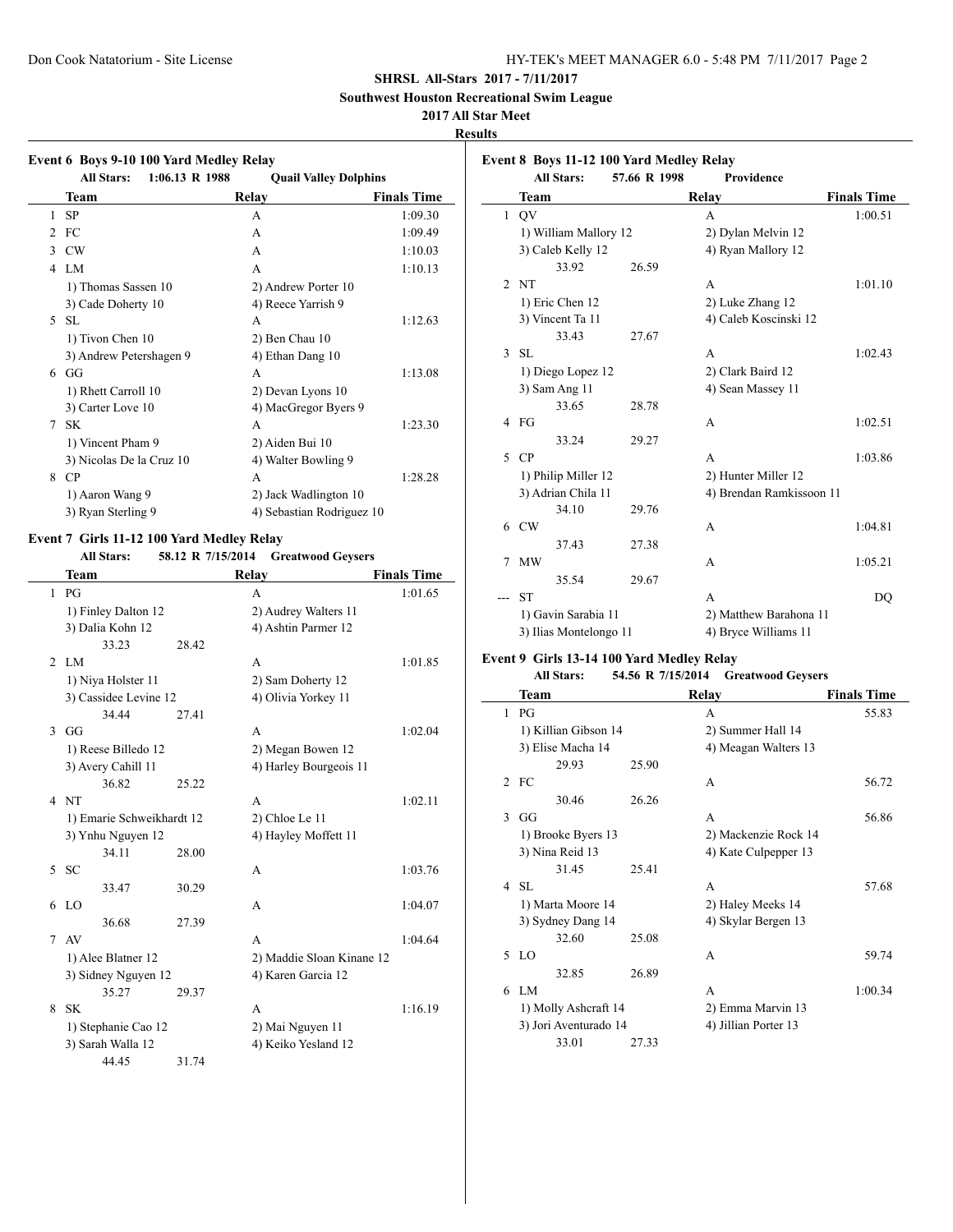**SHRSL All-Stars 2017 - 7/11/2017**

**Southwest Houston Recreational Swim League**

**2017 All Star Meet**

**Results**

### Event 6 Boys 9-10 100 Yard Medley Relay

**All Stars:** 1:06.13 R 1988 **Quail Valley Dolphins**

| | Team | Relay | Finals Time |
|---|---|---|---|
| 1 | SP | A | 1:09.30 |
| 2 | FC | A | 1:09.49 |
| 3 | CW | A | 1:10.03 |
| 4 | LM | A | 1:10.13 |
| | 1) Thomas Sassen 10 | 2) Andrew Porter 10 | |
| | 3) Cade Doherty 10 | 4) Reece Yarrish 9 | |
| 5 | SL | A | 1:12.63 |
| | 1) Tivon Chen 10 | 2) Ben Chau 10 | |
| | 3) Andrew Petershagen 9 | 4) Ethan Dang 10 | |
| 6 | GG | A | 1:13.08 |
| | 1) Rhett Carroll 10 | 2) Devan Lyons 10 | |
| | 3) Carter Love 10 | 4) MacGregor Byers 9 | |
| 7 | SK | A | 1:23.30 |
| | 1) Vincent Pham 9 | 2) Aiden Bui 10 | |
| | 3) Nicolas De la Cruz 10 | 4) Walter Bowling 9 | |
| 8 | CP | A | 1:28.28 |
| | 1) Aaron Wang 9 | 2) Jack Wadlington 10 | |
| | 3) Ryan Sterling 9 | 4) Sebastian Rodriguez 10 | |

### Event 7 Girls 11-12 100 Yard Medley Relay

**All Stars:** 58.12 R 7/15/2014 **Greatwood Geysers**

| | Team | Relay | Finals Time |
|---|---|---|---|
| 1 | PG | A | 1:01.65 |
| | 1) Finley Dalton 12 | 2) Audrey Walters 11 | |
| | 3) Dalia Kohn 12 | 4) Ashtin Parmer 12 | |
| | 33.23 28.42 | | |
| 2 | LM | A | 1:01.85 |
| | 1) Niya Holster 11 | 2) Sam Doherty 12 | |
| | 3) Cassidee Levine 12 | 4) Olivia Yorkey 11 | |
| | 34.44 27.41 | | |
| 3 | GG | A | 1:02.04 |
| | 1) Reese Billedo 12 | 2) Megan Bowen 12 | |
| | 3) Avery Cahill 11 | 4) Harley Bourgeois 11 | |
| | 36.82 25.22 | | |
| 4 | NT | A | 1:02.11 |
| | 1) Emarie Schweikhardt 12 | 2) Chloe Le 11 | |
| | 3) Ynhu Nguyen 12 | 4) Hayley Moffett 11 | |
| | 34.11 28.00 | | |
| 5 | SC | A | 1:03.76 |
| | 33.47 30.29 | | |
| 6 | LO | A | 1:04.07 |
| | 36.68 27.39 | | |
| 7 | AV | A | 1:04.64 |
| | 1) Alee Blatner 12 | 2) Maddie Sloan Kinane 12 | |
| | 3) Sidney Nguyen 12 | 4) Karen Garcia 12 | |
| | 35.27 29.37 | | |
| 8 | SK | A | 1:16.19 |
| | 1) Stephanie Cao 12 | 2) Mai Nguyen 11 | |
| | 3) Sarah Walla 12 | 4) Keiko Yesland 12 | |
| | 44.45 31.74 | | |

### Event 8 Boys 11-12 100 Yard Medley Relay

**All Stars:** 57.66 R 1998 **Providence**

| | Team | Relay | Finals Time |
|---|---|---|---|
| 1 | QV | A | 1:00.51 |
| | 1) William Mallory 12 | 2) Dylan Melvin 12 | |
| | 3) Caleb Kelly 12 | 4) Ryan Mallory 12 | |
| | 33.92 26.59 | | |
| 2 | NT | A | 1:01.10 |
| | 1) Eric Chen 12 | 2) Luke Zhang 12 | |
| | 3) Vincent Ta 11 | 4) Caleb Koscinski 12 | |
| | 33.43 27.67 | | |
| 3 | SL | A | 1:02.43 |
| | 1) Diego Lopez 12 | 2) Clark Baird 12 | |
| | 3) Sam Ang 11 | 4) Sean Massey 11 | |
| | 33.65 28.78 | | |
| 4 | FG | A | 1:02.51 |
| | 33.24 29.27 | | |
| 5 | CP | A | 1:03.86 |
| | 1) Philip Miller 12 | 2) Hunter Miller 12 | |
| | 3) Adrian Chila 11 | 4) Brendan Ramkissoon 11 | |
| | 34.10 29.76 | | |
| 6 | CW | A | 1:04.81 |
| | 37.43 27.38 | | |
| 7 | MW | A | 1:05.21 |
| | 35.54 29.67 | | |
| --- | ST | A | DQ |
| | 1) Gavin Sarabia 11 | 2) Matthew Barahona 11 | |
| | 3) Ilias Montelongo 11 | 4) Bryce Williams 11 | |

### Event 9 Girls 13-14 100 Yard Medley Relay

**All Stars:** 54.56 R 7/15/2014 **Greatwood Geysers**

| | Team | Relay | Finals Time |
|---|---|---|---|
| 1 | PG | A | 55.83 |
| | 1) Killian Gibson 14 | 2) Summer Hall 14 | |
| | 3) Elise Macha 14 | 4) Meagan Walters 13 | |
| | 29.93 25.90 | | |
| 2 | FC | A | 56.72 |
| | 30.46 26.26 | | |
| 3 | GG | A | 56.86 |
| | 1) Brooke Byers 13 | 2) Mackenzie Rock 14 | |
| | 3) Nina Reid 13 | 4) Kate Culpepper 13 | |
| | 31.45 25.41 | | |
| 4 | SL | A | 57.68 |
| | 1) Marta Moore 14 | 2) Haley Meeks 14 | |
| | 3) Sydney Dang 14 | 4) Skylar Bergen 13 | |
| | 32.60 25.08 | | |
| 5 | LO | A | 59.74 |
| | 32.85 26.89 | | |
| 6 | LM | A | 1:00.34 |
| | 1) Molly Ashcraft 14 | 2) Emma Marvin 13 | |
| | 3) Jori Aventurado 14 | 4) Jillian Porter 13 | |
| | 33.01 27.33 | | |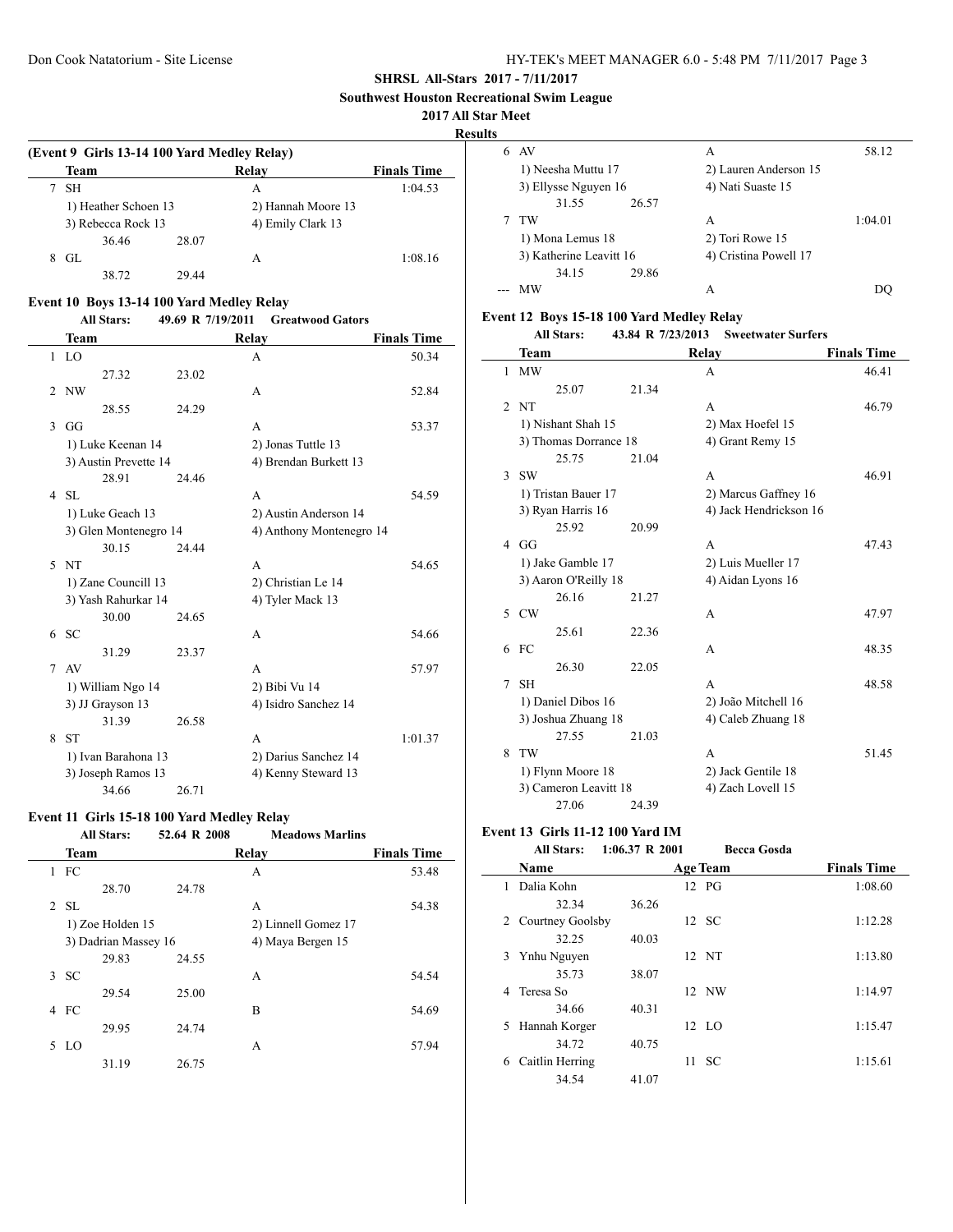**SHRSL All-Stars 2017 - 7/11/2017**

**Southwest Houston Recreational Swim League**

**2017 All Star Meet**

**Results**

### (Event 9 Girls 13-14 100 Yard Medley Relay)

| | Team | | Relay | | Finals Time |
|---|---|---|---|---|---|
| 7 | SH | | A | | 1:04.53 |
| | 1) Heather Schoen 13 | | 2) Hannah Moore 13 | | |
| | 3) Rebecca Rock 13 | | 4) Emily Clark 13 | | |
| | 36.46 | 28.07 | | | |
| 8 | GL | | A | | 1:08.16 |
| | 38.72 | 29.44 | | | |

### Event 10 Boys 13-14 100 Yard Medley Relay

All Stars: 49.69 R 7/19/2011 Greatwood Gators

| | Team | | Relay | | Finals Time |
|---|---|---|---|---|---|
| 1 | LO | | A | | 50.34 |
| | 27.32 | 23.02 | | | |
| 2 | NW | | A | | 52.84 |
| | 28.55 | 24.29 | | | |
| 3 | GG | | A | | 53.37 |
| | 1) Luke Keenan 14 | | 2) Jonas Tuttle 13 | | |
| | 3) Austin Prevette 14 | | 4) Brendan Burkett 13 | | |
| | 28.91 | 24.46 | | | |
| 4 | SL | | A | | 54.59 |
| | 1) Luke Geach 13 | | 2) Austin Anderson 14 | | |
| | 3) Glen Montenegro 14 | | 4) Anthony Montenegro 14 | | |
| | 30.15 | 24.44 | | | |
| 5 | NT | | A | | 54.65 |
| | 1) Zane Councill 13 | | 2) Christian Le 14 | | |
| | 3) Yash Rahurkar 14 | | 4) Tyler Mack 13 | | |
| | 30.00 | 24.65 | | | |
| 6 | SC | | A | | 54.66 |
| | 31.29 | 23.37 | | | |
| 7 | AV | | A | | 57.97 |
| | 1) William Ngo 14 | | 2) Bibi Vu 14 | | |
| | 3) JJ Grayson 13 | | 4) Isidro Sanchez 14 | | |
| | 31.39 | 26.58 | | | |
| 8 | ST | | A | | 1:01.37 |
| | 1) Ivan Barahona 13 | | 2) Darius Sanchez 14 | | |
| | 3) Joseph Ramos 13 | | 4) Kenny Steward 13 | | |
| | 34.66 | 26.71 | | | |

### Event 11 Girls 15-18 100 Yard Medley Relay

All Stars: 52.64 R 2008 Meadows Marlins

| | Team | | Relay | | Finals Time |
|---|---|---|---|---|---|
| 1 | FC | | A | | 53.48 |
| | 28.70 | 24.78 | | | |
| 2 | SL | | A | | 54.38 |
| | 1) Zoe Holden 15 | | 2) Linnell Gomez 17 | | |
| | 3) Dadrian Massey 16 | | 4) Maya Bergen 15 | | |
| | 29.83 | 24.55 | | | |
| 3 | SC | | A | | 54.54 |
| | 29.54 | 25.00 | | | |
| 4 | FC | | B | | 54.69 |
| | 29.95 | 24.74 | | | |
| 5 | LO | | A | | 57.94 |
| | 31.19 | 26.75 | | | |
| 6 | AV | | A | | 58.12 |
| | 1) Neesha Muttu 17 | | 2) Lauren Anderson 15 | | |
| | 3) Ellysse Nguyen 16 | | 4) Nati Suaste 15 | | |
| | 31.55 | 26.57 | | | |
| 7 | TW | | A | | 1:04.01 |
| | 1) Mona Lemus 18 | | 2) Tori Rowe 15 | | |
| | 3) Katherine Leavitt 16 | | 4) Cristina Powell 17 | | |
| | 34.15 | 29.86 | | | |
| --- | MW | | A | | DQ |

### Event 12 Boys 15-18 100 Yard Medley Relay

All Stars: 43.84 R 7/23/2013 Sweetwater Surfers

| | Team | | Relay | | Finals Time |
|---|---|---|---|---|---|
| 1 | MW | | A | | 46.41 |
| | 25.07 | 21.34 | | | |
| 2 | NT | | A | | 46.79 |
| | 1) Nishant Shah 15 | | 2) Max Hoefel 15 | | |
| | 3) Thomas Dorrance 18 | | 4) Grant Remy 15 | | |
| | 25.75 | 21.04 | | | |
| 3 | SW | | A | | 46.91 |
| | 1) Tristan Bauer 17 | | 2) Marcus Gaffney 16 | | |
| | 3) Ryan Harris 16 | | 4) Jack Hendrickson 16 | | |
| | 25.92 | 20.99 | | | |
| 4 | GG | | A | | 47.43 |
| | 1) Jake Gamble 17 | | 2) Luis Mueller 17 | | |
| | 3) Aaron O'Reilly 18 | | 4) Aidan Lyons 16 | | |
| | 26.16 | 21.27 | | | |
| 5 | CW | | A | | 47.97 |
| | 25.61 | 22.36 | | | |
| 6 | FC | | A | | 48.35 |
| | 26.30 | 22.05 | | | |
| 7 | SH | | A | | 48.58 |
| | 1) Daniel Dibos 16 | | 2) João Mitchell 16 | | |
| | 3) Joshua Zhuang 18 | | 4) Caleb Zhuang 18 | | |
| | 27.55 | 21.03 | | | |
| 8 | TW | | A | | 51.45 |
| | 1) Flynn Moore 18 | | 2) Jack Gentile 18 | | |
| | 3) Cameron Leavitt 18 | | 4) Zach Lovell 15 | | |
| | 27.06 | 24.39 | | | |

### Event 13 Girls 11-12 100 Yard IM

All Stars: 1:06.37 R 2001 Becca Gosda

| | Name | | Age | Team | Finals Time |
|---|---|---|---|---|---|
| 1 | Dalia Kohn | | 12 | PG | 1:08.60 |
| | 32.34 | 36.26 | | | |
| 2 | Courtney Goolsby | | 12 | SC | 1:12.28 |
| | 32.25 | 40.03 | | | |
| 3 | Ynhu Nguyen | | 12 | NT | 1:13.80 |
| | 35.73 | 38.07 | | | |
| 4 | Teresa So | | 12 | NW | 1:14.97 |
| | 34.66 | 40.31 | | | |
| 5 | Hannah Korger | | 12 | LO | 1:15.47 |
| | 34.72 | 40.75 | | | |
| 6 | Caitlin Herring | | 11 | SC | 1:15.61 |
| | 34.54 | 41.07 | | | |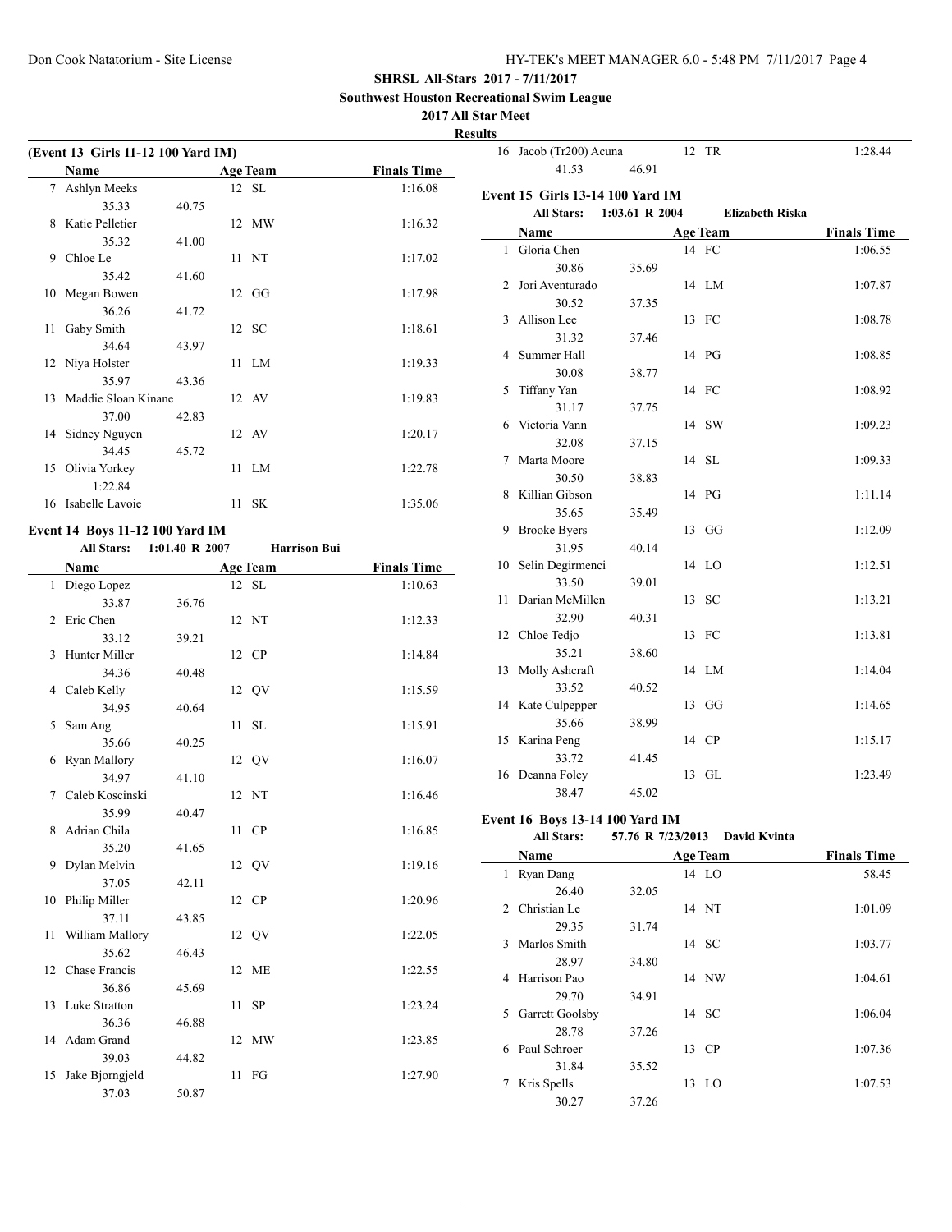**SHRSL All-Stars 2017 - 7/11/2017**

**Southwest Houston Recreational Swim League**

**2017 All Star Meet**

**Results**

### (Event 13 Girls 11-12 100 Yard IM)

| | Name | | Age | Team | Finals Time |
|---|---|---|---|---|---|
| 7 | Ashlyn Meeks | | 12 | SL | 1:16.08 |
| | 35.33 | 40.75 | | | |
| 8 | Katie Pelletier | | 12 | MW | 1:16.32 |
| | 35.32 | 41.00 | | | |
| 9 | Chloe Le | | 11 | NT | 1:17.02 |
| | 35.42 | 41.60 | | | |
| 10 | Megan Bowen | | 12 | GG | 1:17.98 |
| | 36.26 | 41.72 | | | |
| 11 | Gaby Smith | | 12 | SC | 1:18.61 |
| | 34.64 | 43.97 | | | |
| 12 | Niya Holster | | 11 | LM | 1:19.33 |
| | 35.97 | 43.36 | | | |
| 13 | Maddie Sloan Kinane | | 12 | AV | 1:19.83 |
| | 37.00 | 42.83 | | | |
| 14 | Sidney Nguyen | | 12 | AV | 1:20.17 |
| | 34.45 | 45.72 | | | |
| 15 | Olivia Yorkey | | 11 | LM | 1:22.78 |
| | 1:22.84 | | | | |
| 16 | Isabelle Lavoie | | 11 | SK | 1:35.06 |

### Event 14 Boys 11-12 100 Yard IM

**All Stars:** 1:01.40 R 2007 **Harrison Bui**

| | Name | | Age | Team | Finals Time |
|---|---|---|---|---|---|
| 1 | Diego Lopez | | 12 | SL | 1:10.63 |
| | 33.87 | 36.76 | | | |
| 2 | Eric Chen | | 12 | NT | 1:12.33 |
| | 33.12 | 39.21 | | | |
| 3 | Hunter Miller | | 12 | CP | 1:14.84 |
| | 34.36 | 40.48 | | | |
| 4 | Caleb Kelly | | 12 | QV | 1:15.59 |
| | 34.95 | 40.64 | | | |
| 5 | Sam Ang | | 11 | SL | 1:15.91 |
| | 35.66 | 40.25 | | | |
| 6 | Ryan Mallory | | 12 | QV | 1:16.07 |
| | 34.97 | 41.10 | | | |
| 7 | Caleb Koscinski | | 12 | NT | 1:16.46 |
| | 35.99 | 40.47 | | | |
| 8 | Adrian Chila | | 11 | CP | 1:16.85 |
| | 35.20 | 41.65 | | | |
| 9 | Dylan Melvin | | 12 | QV | 1:19.16 |
| | 37.05 | 42.11 | | | |
| 10 | Philip Miller | | 12 | CP | 1:20.96 |
| | 37.11 | 43.85 | | | |
| 11 | William Mallory | | 12 | QV | 1:22.05 |
| | 35.62 | 46.43 | | | |
| 12 | Chase Francis | | 12 | ME | 1:22.55 |
| | 36.86 | 45.69 | | | |
| 13 | Luke Stratton | | 11 | SP | 1:23.24 |
| | 36.36 | 46.88 | | | |
| 14 | Adam Grand | | 12 | MW | 1:23.85 |
| | 39.03 | 44.82 | | | |
| 15 | Jake Bjorngjeld | | 11 | FG | 1:27.90 |
| | 37.03 | 50.87 | | | |
| 16 | Jacob (Tr200) Acuna | | 12 | TR | 1:28.44 |
| | 41.53 | 46.91 | | | |

### Event 15 Girls 13-14 100 Yard IM

**All Stars:** 1:03.61 R 2004 **Elizabeth Riska**

| | Name | | Age | Team | Finals Time |
|---|---|---|---|---|---|
| 1 | Gloria Chen | | 14 | FC | 1:06.55 |
| | 30.86 | 35.69 | | | |
| 2 | Jori Aventurado | | 14 | LM | 1:07.87 |
| | 30.52 | 37.35 | | | |
| 3 | Allison Lee | | 13 | FC | 1:08.78 |
| | 31.32 | 37.46 | | | |
| 4 | Summer Hall | | 14 | PG | 1:08.85 |
| | 30.08 | 38.77 | | | |
| 5 | Tiffany Yan | | 14 | FC | 1:08.92 |
| | 31.17 | 37.75 | | | |
| 6 | Victoria Vann | | 14 | SW | 1:09.23 |
| | 32.08 | 37.15 | | | |
| 7 | Marta Moore | | 14 | SL | 1:09.33 |
| | 30.50 | 38.83 | | | |
| 8 | Killian Gibson | | 14 | PG | 1:11.14 |
| | 35.65 | 35.49 | | | |
| 9 | Brooke Byers | | 13 | GG | 1:12.09 |
| | 31.95 | 40.14 | | | |
| 10 | Selin Degirmenci | | 14 | LO | 1:12.51 |
| | 33.50 | 39.01 | | | |
| 11 | Darian McMillen | | 13 | SC | 1:13.21 |
| | 32.90 | 40.31 | | | |
| 12 | Chloe Tedjo | | 13 | FC | 1:13.81 |
| | 35.21 | 38.60 | | | |
| 13 | Molly Ashcraft | | 14 | LM | 1:14.04 |
| | 33.52 | 40.52 | | | |
| 14 | Kate Culpepper | | 13 | GG | 1:14.65 |
| | 35.66 | 38.99 | | | |
| 15 | Karina Peng | | 14 | CP | 1:15.17 |
| | 33.72 | 41.45 | | | |
| 16 | Deanna Foley | | 13 | GL | 1:23.49 |
| | 38.47 | 45.02 | | | |

### Event 16 Boys 13-14 100 Yard IM

**All Stars:** 57.76 R 7/23/2013 **David Kvinta**

| | Name | | Age | Team | Finals Time |
|---|---|---|---|---|---|
| 1 | Ryan Dang | | 14 | LO | 58.45 |
| | 26.40 | 32.05 | | | |
| 2 | Christian Le | | 14 | NT | 1:01.09 |
| | 29.35 | 31.74 | | | |
| 3 | Marlos Smith | | 14 | SC | 1:03.77 |
| | 28.97 | 34.80 | | | |
| 4 | Harrison Pao | | 14 | NW | 1:04.61 |
| | 29.70 | 34.91 | | | |
| 5 | Garrett Goolsby | | 14 | SC | 1:06.04 |
| | 28.78 | 37.26 | | | |
| 6 | Paul Schroer | | 13 | CP | 1:07.36 |
| | 31.84 | 35.52 | | | |
| 7 | Kris Spells | | 13 | LO | 1:07.53 |
| | 30.27 | 37.26 | | | |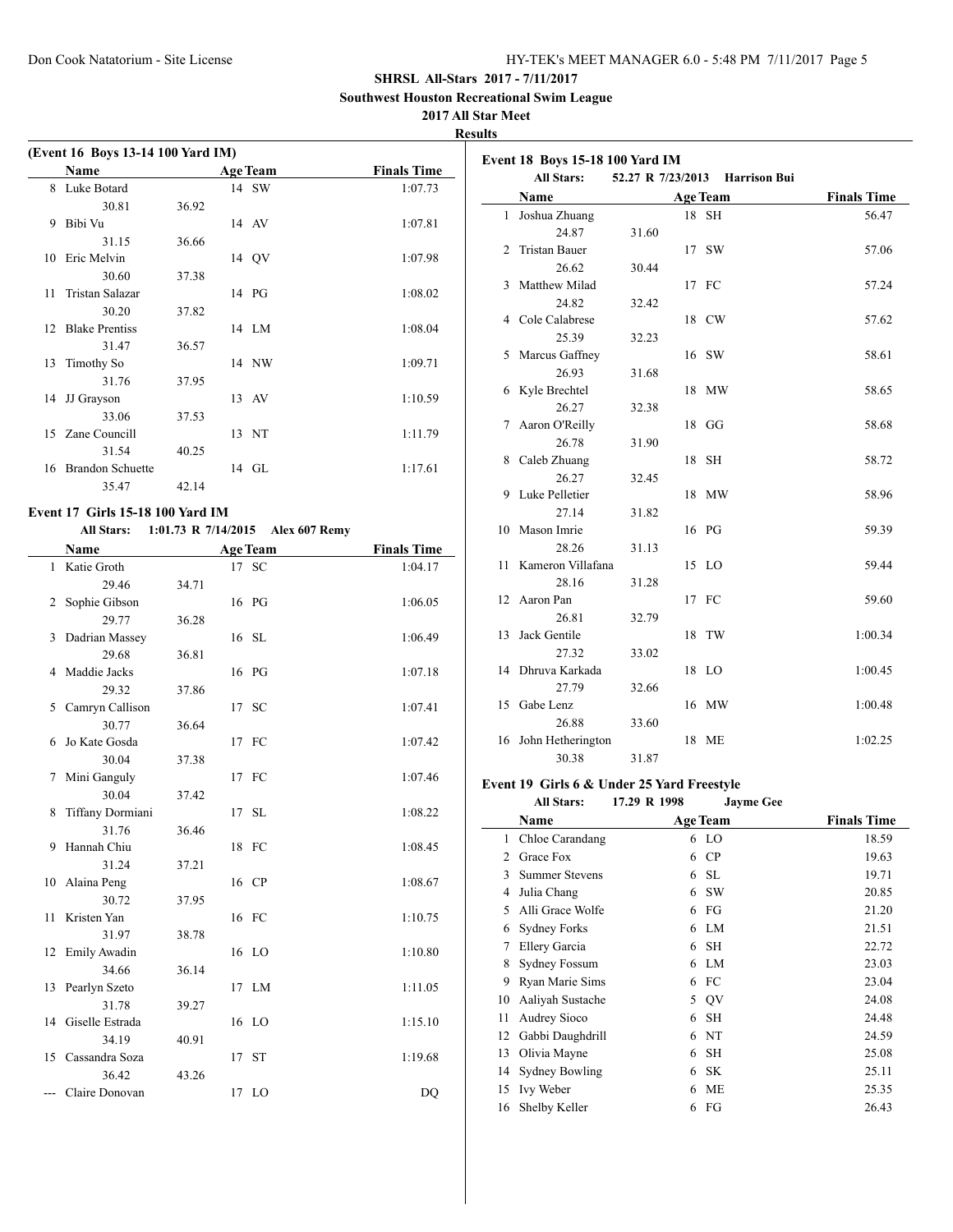**SHRSL All-Stars 2017 - 7/11/2017**

**Southwest Houston Recreational Swim League**

**2017 All Star Meet**

**Results**

### (Event 16 Boys 13-14 100 Yard IM)

| | Name | Age | Team | Splits | | Finals Time |
|---|---|---|---|---|---|---|
| 8 | Luke Botard | 14 | SW | 30.81 | 36.92 | 1:07.73 |
| 9 | Bibi Vu | 14 | AV | 31.15 | 36.66 | 1:07.81 |
| 10 | Eric Melvin | 14 | QV | 30.60 | 37.38 | 1:07.98 |
| 11 | Tristan Salazar | 14 | PG | 30.20 | 37.82 | 1:08.02 |
| 12 | Blake Prentiss | 14 | LM | 31.47 | 36.57 | 1:08.04 |
| 13 | Timothy So | 14 | NW | 31.76 | 37.95 | 1:09.71 |
| 14 | JJ Grayson | 13 | AV | 33.06 | 37.53 | 1:10.59 |
| 15 | Zane Councill | 13 | NT | 31.54 | 40.25 | 1:11.79 |
| 16 | Brandon Schuette | 14 | GL | 35.47 | 42.14 | 1:17.61 |

### Event 17 Girls 15-18 100 Yard IM

All Stars: 1:01.73 R 7/14/2015 Alex 607 Remy

| | Name | Age | Team | Splits | | Finals Time |
|---|---|---|---|---|---|---|
| 1 | Katie Groth | 17 | SC | 29.46 | 34.71 | 1:04.17 |
| 2 | Sophie Gibson | 16 | PG | 29.77 | 36.28 | 1:06.05 |
| 3 | Dadrian Massey | 16 | SL | 29.68 | 36.81 | 1:06.49 |
| 4 | Maddie Jacks | 16 | PG | 29.32 | 37.86 | 1:07.18 |
| 5 | Camryn Callison | 17 | SC | 30.77 | 36.64 | 1:07.41 |
| 6 | Jo Kate Gosda | 17 | FC | 30.04 | 37.38 | 1:07.42 |
| 7 | Mini Ganguly | 17 | FC | 30.04 | 37.42 | 1:07.46 |
| 8 | Tiffany Dormiani | 17 | SL | 31.76 | 36.46 | 1:08.22 |
| 9 | Hannah Chiu | 18 | FC | 31.24 | 37.21 | 1:08.45 |
| 10 | Alaina Peng | 16 | CP | 30.72 | 37.95 | 1:08.67 |
| 11 | Kristen Yan | 16 | FC | 31.97 | 38.78 | 1:10.75 |
| 12 | Emily Awadin | 16 | LO | 34.66 | 36.14 | 1:10.80 |
| 13 | Pearlyn Szeto | 17 | LM | 31.78 | 39.27 | 1:11.05 |
| 14 | Giselle Estrada | 16 | LO | 34.19 | 40.91 | 1:15.10 |
| 15 | Cassandra Soza | 17 | ST | 36.42 | 43.26 | 1:19.68 |
| --- | Claire Donovan | 17 | LO | | | DQ |

### Event 18 Boys 15-18 100 Yard IM

All Stars: 52.27 R 7/23/2013 Harrison Bui

| | Name | Age | Team | Splits | | Finals Time |
|---|---|---|---|---|---|---|
| 1 | Joshua Zhuang | 18 | SH | 24.87 | 31.60 | 56.47 |
| 2 | Tristan Bauer | 17 | SW | 26.62 | 30.44 | 57.06 |
| 3 | Matthew Milad | 17 | FC | 24.82 | 32.42 | 57.24 |
| 4 | Cole Calabrese | 18 | CW | 25.39 | 32.23 | 57.62 |
| 5 | Marcus Gaffney | 16 | SW | 26.93 | 31.68 | 58.61 |
| 6 | Kyle Brechtel | 18 | MW | 26.27 | 32.38 | 58.65 |
| 7 | Aaron O'Reilly | 18 | GG | 26.78 | 31.90 | 58.68 |
| 8 | Caleb Zhuang | 18 | SH | 26.27 | 32.45 | 58.72 |
| 9 | Luke Pelletier | 18 | MW | 27.14 | 31.82 | 58.96 |
| 10 | Mason Imrie | 16 | PG | 28.26 | 31.13 | 59.39 |
| 11 | Kameron Villafana | 15 | LO | 28.16 | 31.28 | 59.44 |
| 12 | Aaron Pan | 17 | FC | 26.81 | 32.79 | 59.60 |
| 13 | Jack Gentile | 18 | TW | 27.32 | 33.02 | 1:00.34 |
| 14 | Dhruva Karkada | 18 | LO | 27.79 | 32.66 | 1:00.45 |
| 15 | Gabe Lenz | 16 | MW | 26.88 | 33.60 | 1:00.48 |
| 16 | John Hetherington | 18 | ME | 30.38 | 31.87 | 1:02.25 |

### Event 19 Girls 6 & Under 25 Yard Freestyle

All Stars: 17.29 R 1998 Jayme Gee

| | Name | Age | Team | Finals Time |
|---|---|---|---|---|
| 1 | Chloe Carandang | 6 | LO | 18.59 |
| 2 | Grace Fox | 6 | CP | 19.63 |
| 3 | Summer Stevens | 6 | SL | 19.71 |
| 4 | Julia Chang | 6 | SW | 20.85 |
| 5 | Alli Grace Wolfe | 6 | FG | 21.20 |
| 6 | Sydney Forks | 6 | LM | 21.51 |
| 7 | Ellery Garcia | 6 | SH | 22.72 |
| 8 | Sydney Fossum | 6 | LM | 23.03 |
| 9 | Ryan Marie Sims | 6 | FC | 23.04 |
| 10 | Aaliyah Sustache | 5 | QV | 24.08 |
| 11 | Audrey Sioco | 6 | SH | 24.48 |
| 12 | Gabbi Daughdrill | 6 | NT | 24.59 |
| 13 | Olivia Mayne | 6 | SH | 25.08 |
| 14 | Sydney Bowling | 6 | SK | 25.11 |
| 15 | Ivy Weber | 6 | ME | 25.35 |
| 16 | Shelby Keller | 6 | FG | 26.43 |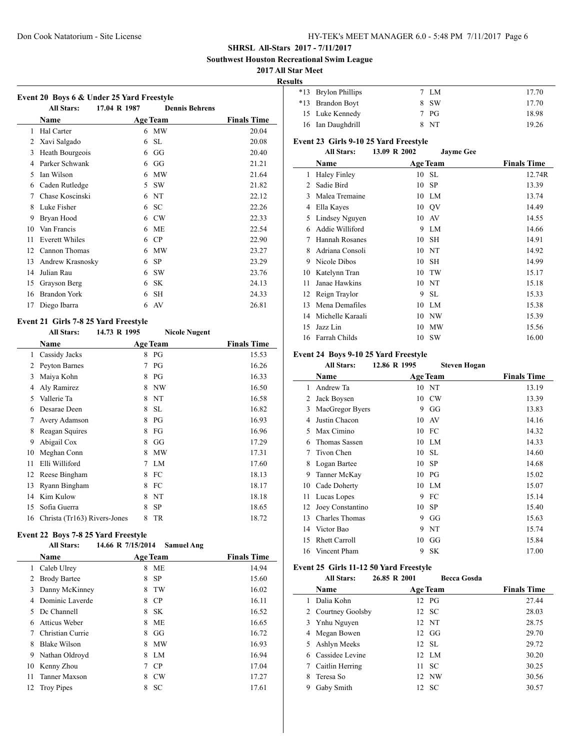**SHRSL All-Stars 2017 - 7/11/2017**

**Southwest Houston Recreational Swim League**

**2017 All Star Meet**

**Results**

### Event 20 Boys 6 & Under 25 Yard Freestyle

**All Stars:** 17.04 R 1987 **Dennis Behrens**

| | Name | Age | Team | Finals Time |
|---|---|---|---|---|
| 1 | Hal Carter | 6 | MW | 20.04 |
| 2 | Xavi Salgado | 6 | SL | 20.08 |
| 3 | Heath Bourgeois | 6 | GG | 20.40 |
| 4 | Parker Schwank | 6 | GG | 21.21 |
| 5 | Ian Wilson | 6 | MW | 21.64 |
| 6 | Caden Rutledge | 5 | SW | 21.82 |
| 7 | Chase Koscinski | 6 | NT | 22.12 |
| 8 | Luke Fisher | 6 | SC | 22.26 |
| 9 | Bryan Hood | 6 | CW | 22.33 |
| 10 | Van Francis | 6 | ME | 22.54 |
| 11 | Everett Whiles | 6 | CP | 22.90 |
| 12 | Cannon Thomas | 6 | MW | 23.27 |
| 13 | Andrew Krasnosky | 6 | SP | 23.29 |
| 14 | Julian Rau | 6 | SW | 23.76 |
| 15 | Grayson Berg | 6 | SK | 24.13 |
| 16 | Brandon York | 6 | SH | 24.33 |
| 17 | Diego Ibarra | 6 | AV | 26.81 |

### Event 21 Girls 7-8 25 Yard Freestyle

**All Stars:** 14.73 R 1995 **Nicole Nugent**

| | Name | Age | Team | Finals Time |
|---|---|---|---|---|
| 1 | Cassidy Jacks | 8 | PG | 15.53 |
| 2 | Peyton Barnes | 7 | PG | 16.26 |
| 3 | Maiya Kohn | 8 | PG | 16.33 |
| 4 | Aly Ramirez | 8 | NW | 16.50 |
| 5 | Vallerie Ta | 8 | NT | 16.58 |
| 6 | Desarae Deen | 8 | SL | 16.82 |
| 7 | Avery Adamson | 8 | PG | 16.93 |
| 8 | Reagan Squires | 8 | FG | 16.96 |
| 9 | Abigail Cox | 8 | GG | 17.29 |
| 10 | Meghan Conn | 8 | MW | 17.31 |
| 11 | Elli Williford | 7 | LM | 17.60 |
| 12 | Reese Bingham | 8 | FC | 18.13 |
| 13 | Ryann Bingham | 8 | FC | 18.17 |
| 14 | Kim Kulow | 8 | NT | 18.18 |
| 15 | Sofia Guerra | 8 | SP | 18.65 |
| 16 | Christa (Tr163) Rivers-Jones | 8 | TR | 18.72 |

### Event 22 Boys 7-8 25 Yard Freestyle

**All Stars:** 14.66 R 7/15/2014 **Samuel Ang**

| | Name | Age | Team | Finals Time |
|---|---|---|---|---|
| 1 | Caleb Ulrey | 8 | ME | 14.94 |
| 2 | Brody Bartee | 8 | SP | 15.60 |
| 3 | Danny McKinney | 8 | TW | 16.02 |
| 4 | Dominic Laverde | 8 | CP | 16.11 |
| 5 | Dc Channell | 8 | SK | 16.52 |
| 6 | Atticus Weber | 8 | ME | 16.65 |
| 7 | Christian Currie | 8 | GG | 16.72 |
| 8 | Blake Wilson | 8 | MW | 16.93 |
| 9 | Nathan Oldroyd | 8 | LM | 16.94 |
| 10 | Kenny Zhou | 7 | CP | 17.04 |
| 11 | Tanner Maxson | 8 | CW | 17.27 |
| 12 | Troy Pipes | 8 | SC | 17.61 |
| *13 | Brylon Phillips | 7 | LM | 17.70 |
| *13 | Brandon Boyt | 8 | SW | 17.70 |
| 15 | Luke Kennedy | 7 | PG | 18.98 |
| 16 | Ian Daughdrill | 8 | NT | 19.26 |

### Event 23 Girls 9-10 25 Yard Freestyle

**All Stars:** 13.09 R 2002 **Jayme Gee**

| | Name | Age | Team | Finals Time |
|---|---|---|---|---|
| 1 | Haley Finley | 10 | SL | 12.74R |
| 2 | Sadie Bird | 10 | SP | 13.39 |
| 3 | Malea Tremaine | 10 | LM | 13.74 |
| 4 | Ella Kayes | 10 | QV | 14.49 |
| 5 | Lindsey Nguyen | 10 | AV | 14.55 |
| 6 | Addie Williford | 9 | LM | 14.66 |
| 7 | Hannah Rosanes | 10 | SH | 14.91 |
| 8 | Adriana Consoli | 10 | NT | 14.92 |
| 9 | Nicole Dibos | 10 | SH | 14.99 |
| 10 | Katelynn Tran | 10 | TW | 15.17 |
| 11 | Janae Hawkins | 10 | NT | 15.18 |
| 12 | Reign Traylor | 9 | SL | 15.33 |
| 13 | Mena Demafiles | 10 | LM | 15.38 |
| 14 | Michelle Karaali | 10 | NW | 15.39 |
| 15 | Jazz Lin | 10 | MW | 15.56 |
| 16 | Farrah Childs | 10 | SW | 16.00 |

### Event 24 Boys 9-10 25 Yard Freestyle

**All Stars:** 12.86 R 1995 **Steven Hogan**

| | Name | Age | Team | Finals Time |
|---|---|---|---|---|
| 1 | Andrew Ta | 10 | NT | 13.19 |
| 2 | Jack Boysen | 10 | CW | 13.39 |
| 3 | MacGregor Byers | 9 | GG | 13.83 |
| 4 | Justin Chacon | 10 | AV | 14.16 |
| 5 | Max Cimino | 10 | FC | 14.32 |
| 6 | Thomas Sassen | 10 | LM | 14.33 |
| 7 | Tivon Chen | 10 | SL | 14.60 |
| 8 | Logan Bartee | 10 | SP | 14.68 |
| 9 | Tanner McKay | 10 | PG | 15.02 |
| 10 | Cade Doherty | 10 | LM | 15.07 |
| 11 | Lucas Lopes | 9 | FC | 15.14 |
| 12 | Joey Constantino | 10 | SP | 15.40 |
| 13 | Charles Thomas | 9 | GG | 15.63 |
| 14 | Victor Bao | 9 | NT | 15.74 |
| 15 | Rhett Carroll | 10 | GG | 15.84 |
| 16 | Vincent Pham | 9 | SK | 17.00 |

### Event 25 Girls 11-12 50 Yard Freestyle

**All Stars:** 26.85 R 2001 **Becca Gosda**

| | Name | Age | Team | Finals Time |
|---|---|---|---|---|
| 1 | Dalia Kohn | 12 | PG | 27.44 |
| 2 | Courtney Goolsby | 12 | SC | 28.03 |
| 3 | Ynhu Nguyen | 12 | NT | 28.75 |
| 4 | Megan Bowen | 12 | GG | 29.70 |
| 5 | Ashlyn Meeks | 12 | SL | 29.72 |
| 6 | Cassidee Levine | 12 | LM | 30.20 |
| 7 | Caitlin Herring | 11 | SC | 30.25 |
| 8 | Teresa So | 12 | NW | 30.56 |
| 9 | Gaby Smith | 12 | SC | 30.57 |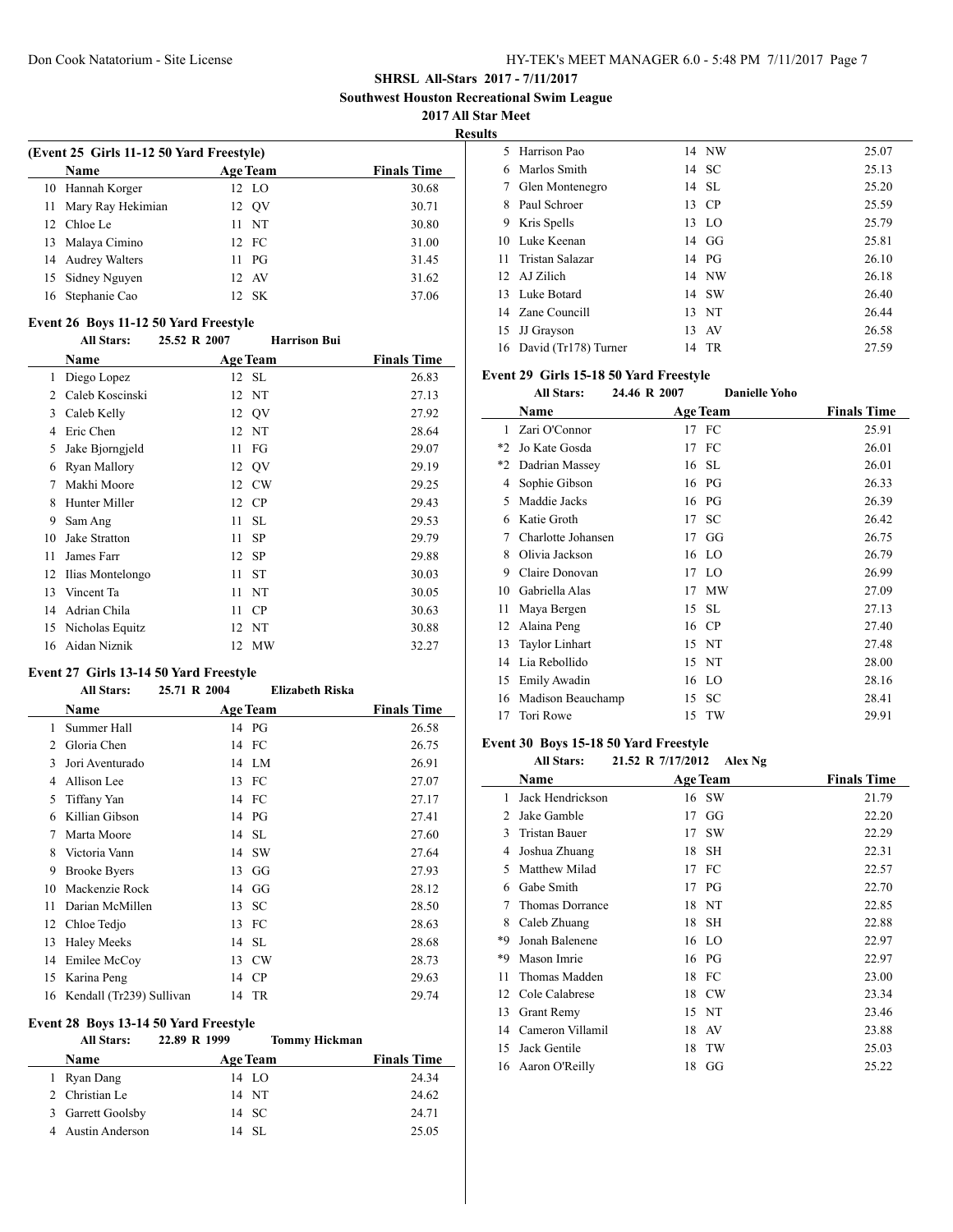**SHRSL All-Stars 2017 - 7/11/2017**

**Southwest Houston Recreational Swim League**

**2017 All Star Meet**

**Results**

### (Event 25 Girls 11-12 50 Yard Freestyle)

| | Name | Age | Team | Finals Time |
|---|---|---|---|---|
| 10 | Hannah Korger | 12 | LO | 30.68 |
| 11 | Mary Ray Hekimian | 12 | QV | 30.71 |
| 12 | Chloe Le | 11 | NT | 30.80 |
| 13 | Malaya Cimino | 12 | FC | 31.00 |
| 14 | Audrey Walters | 11 | PG | 31.45 |
| 15 | Sidney Nguyen | 12 | AV | 31.62 |
| 16 | Stephanie Cao | 12 | SK | 37.06 |

### Event 26 Boys 11-12 50 Yard Freestyle

**All Stars:** 25.52 R 2007 **Harrison Bui**

| | Name | Age | Team | Finals Time |
|---|---|---|---|---|
| 1 | Diego Lopez | 12 | SL | 26.83 |
| 2 | Caleb Koscinski | 12 | NT | 27.13 |
| 3 | Caleb Kelly | 12 | QV | 27.92 |
| 4 | Eric Chen | 12 | NT | 28.64 |
| 5 | Jake Bjorngjeld | 11 | FG | 29.07 |
| 6 | Ryan Mallory | 12 | QV | 29.19 |
| 7 | Makhi Moore | 12 | CW | 29.25 |
| 8 | Hunter Miller | 12 | CP | 29.43 |
| 9 | Sam Ang | 11 | SL | 29.53 |
| 10 | Jake Stratton | 11 | SP | 29.79 |
| 11 | James Farr | 12 | SP | 29.88 |
| 12 | Ilias Montelongo | 11 | ST | 30.03 |
| 13 | Vincent Ta | 11 | NT | 30.05 |
| 14 | Adrian Chila | 11 | CP | 30.63 |
| 15 | Nicholas Equitz | 12 | NT | 30.88 |
| 16 | Aidan Niznik | 12 | MW | 32.27 |

### Event 27 Girls 13-14 50 Yard Freestyle

**All Stars:** 25.71 R 2004 **Elizabeth Riska**

| | Name | Age | Team | Finals Time |
|---|---|---|---|---|
| 1 | Summer Hall | 14 | PG | 26.58 |
| 2 | Gloria Chen | 14 | FC | 26.75 |
| 3 | Jori Aventurado | 14 | LM | 26.91 |
| 4 | Allison Lee | 13 | FC | 27.07 |
| 5 | Tiffany Yan | 14 | FC | 27.17 |
| 6 | Killian Gibson | 14 | PG | 27.41 |
| 7 | Marta Moore | 14 | SL | 27.60 |
| 8 | Victoria Vann | 14 | SW | 27.64 |
| 9 | Brooke Byers | 13 | GG | 27.93 |
| 10 | Mackenzie Rock | 14 | GG | 28.12 |
| 11 | Darian McMillen | 13 | SC | 28.50 |
| 12 | Chloe Tedjo | 13 | FC | 28.63 |
| 13 | Haley Meeks | 14 | SL | 28.68 |
| 14 | Emilee McCoy | 13 | CW | 28.73 |
| 15 | Karina Peng | 14 | CP | 29.63 |
| 16 | Kendall (Tr239) Sullivan | 14 | TR | 29.74 |

### Event 28 Boys 13-14 50 Yard Freestyle

**All Stars:** 22.89 R 1999 **Tommy Hickman**

| | Name | Age | Team | Finals Time |
|---|---|---|---|---|
| 1 | Ryan Dang | 14 | LO | 24.34 |
| 2 | Christian Le | 14 | NT | 24.62 |
| 3 | Garrett Goolsby | 14 | SC | 24.71 |
| 4 | Austin Anderson | 14 | SL | 25.05 |
| 5 | Harrison Pao | 14 | NW | 25.07 |
| 6 | Marlos Smith | 14 | SC | 25.13 |
| 7 | Glen Montenegro | 14 | SL | 25.20 |
| 8 | Paul Schroer | 13 | CP | 25.59 |
| 9 | Kris Spells | 13 | LO | 25.79 |
| 10 | Luke Keenan | 14 | GG | 25.81 |
| 11 | Tristan Salazar | 14 | PG | 26.10 |
| 12 | AJ Zilich | 14 | NW | 26.18 |
| 13 | Luke Botard | 14 | SW | 26.40 |
| 14 | Zane Councill | 13 | NT | 26.44 |
| 15 | JJ Grayson | 13 | AV | 26.58 |
| 16 | David (Tr178) Turner | 14 | TR | 27.59 |

### Event 29 Girls 15-18 50 Yard Freestyle

**All Stars:** 24.46 R 2007 **Danielle Yoho**

| | Name | Age | Team | Finals Time |
|---|---|---|---|---|
| 1 | Zari O'Connor | 17 | FC | 25.91 |
| *2 | Jo Kate Gosda | 17 | FC | 26.01 |
| *2 | Dadrian Massey | 16 | SL | 26.01 |
| 4 | Sophie Gibson | 16 | PG | 26.33 |
| 5 | Maddie Jacks | 16 | PG | 26.39 |
| 6 | Katie Groth | 17 | SC | 26.42 |
| 7 | Charlotte Johansen | 17 | GG | 26.75 |
| 8 | Olivia Jackson | 16 | LO | 26.79 |
| 9 | Claire Donovan | 17 | LO | 26.99 |
| 10 | Gabriella Alas | 17 | MW | 27.09 |
| 11 | Maya Bergen | 15 | SL | 27.13 |
| 12 | Alaina Peng | 16 | CP | 27.40 |
| 13 | Taylor Linhart | 15 | NT | 27.48 |
| 14 | Lia Rebollido | 15 | NT | 28.00 |
| 15 | Emily Awadin | 16 | LO | 28.16 |
| 16 | Madison Beauchamp | 15 | SC | 28.41 |
| 17 | Tori Rowe | 15 | TW | 29.91 |

### Event 30 Boys 15-18 50 Yard Freestyle

**All Stars:** 21.52 R 7/17/2012 **Alex Ng**

| | Name | Age | Team | Finals Time |
|---|---|---|---|---|
| 1 | Jack Hendrickson | 16 | SW | 21.79 |
| 2 | Jake Gamble | 17 | GG | 22.20 |
| 3 | Tristan Bauer | 17 | SW | 22.29 |
| 4 | Joshua Zhuang | 18 | SH | 22.31 |
| 5 | Matthew Milad | 17 | FC | 22.57 |
| 6 | Gabe Smith | 17 | PG | 22.70 |
| 7 | Thomas Dorrance | 18 | NT | 22.85 |
| 8 | Caleb Zhuang | 18 | SH | 22.88 |
| *9 | Jonah Balenene | 16 | LO | 22.97 |
| *9 | Mason Imrie | 16 | PG | 22.97 |
| 11 | Thomas Madden | 18 | FC | 23.00 |
| 12 | Cole Calabrese | 18 | CW | 23.34 |
| 13 | Grant Remy | 15 | NT | 23.46 |
| 14 | Cameron Villamil | 18 | AV | 23.88 |
| 15 | Jack Gentile | 18 | TW | 25.03 |
| 16 | Aaron O'Reilly | 18 | GG | 25.22 |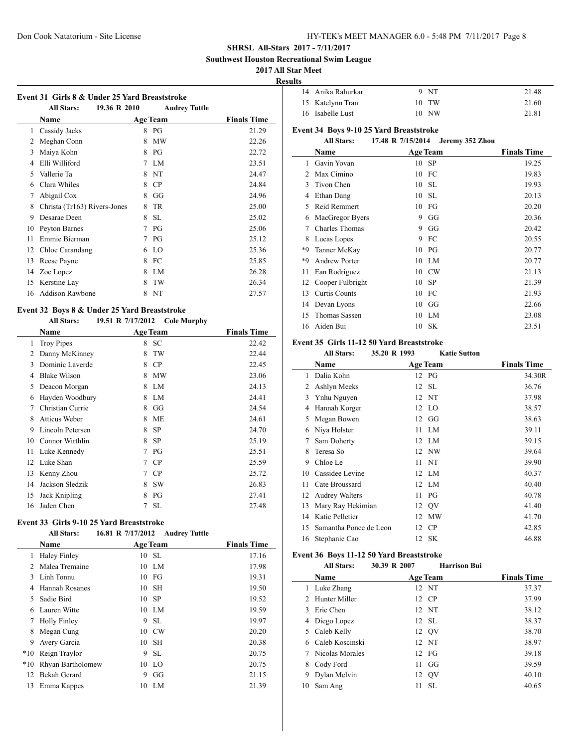**SHRSL All-Stars 2017 - 7/11/2017**

**Southwest Houston Recreational Swim League**

**2017 All Star Meet**

**Results**

### Event 31 Girls 8 & Under 25 Yard Breaststroke

All Stars: 19.36 R 2010 Audrey Tuttle

| | Name | Age | Team | Finals Time |
|---|---|---|---|---|
| 1 | Cassidy Jacks | 8 | PG | 21.29 |
| 2 | Meghan Conn | 8 | MW | 22.26 |
| 3 | Maiya Kohn | 8 | PG | 22.72 |
| 4 | Elli Williford | 7 | LM | 23.51 |
| 5 | Vallerie Ta | 8 | NT | 24.47 |
| 6 | Clara Whiles | 8 | CP | 24.84 |
| 7 | Abigail Cox | 8 | GG | 24.96 |
| 8 | Christa (Tr163) Rivers-Jones | 8 | TR | 25.00 |
| 9 | Desarae Deen | 8 | SL | 25.02 |
| 10 | Peyton Barnes | 7 | PG | 25.06 |
| 11 | Emmie Bierman | 7 | PG | 25.12 |
| 12 | Chloe Carandang | 6 | LO | 25.36 |
| 13 | Reese Payne | 8 | FC | 25.85 |
| 14 | Zoe Lopez | 8 | LM | 26.28 |
| 15 | Kerstine Lay | 8 | TW | 26.34 |
| 16 | Addison Rawbone | 8 | NT | 27.57 |

### Event 32 Boys 8 & Under 25 Yard Breaststroke

All Stars: 19.51 R 7/17/2012 Cole Murphy

| | Name | Age | Team | Finals Time |
|---|---|---|---|---|
| 1 | Troy Pipes | 8 | SC | 22.42 |
| 2 | Danny McKinney | 8 | TW | 22.44 |
| 3 | Dominic Laverde | 8 | CP | 22.45 |
| 4 | Blake Wilson | 8 | MW | 23.06 |
| 5 | Deacon Morgan | 8 | LM | 24.13 |
| 6 | Hayden Woodbury | 8 | LM | 24.41 |
| 7 | Christian Currie | 8 | GG | 24.54 |
| 8 | Atticus Weber | 8 | ME | 24.61 |
| 9 | Lincoln Petersen | 8 | SP | 24.70 |
| 10 | Connor Wirthlin | 8 | SP | 25.19 |
| 11 | Luke Kennedy | 7 | PG | 25.51 |
| 12 | Luke Shan | 7 | CP | 25.59 |
| 13 | Kenny Zhou | 7 | CP | 25.72 |
| 14 | Jackson Sledzik | 8 | SW | 26.83 |
| 15 | Jack Knipling | 8 | PG | 27.41 |
| 16 | Jaden Chen | 7 | SL | 27.48 |

### Event 33 Girls 9-10 25 Yard Breaststroke

All Stars: 16.81 R 7/17/2012 Audrey Tuttle

| | Name | Age | Team | Finals Time |
|---|---|---|---|---|
| 1 | Haley Finley | 10 | SL | 17.16 |
| 2 | Malea Tremaine | 10 | LM | 17.98 |
| 3 | Linh Tonnu | 10 | FG | 19.31 |
| 4 | Hannah Rosanes | 10 | SH | 19.50 |
| 5 | Sadie Bird | 10 | SP | 19.52 |
| 6 | Lauren Witte | 10 | LM | 19.59 |
| 7 | Holly Finley | 9 | SL | 19.97 |
| 8 | Megan Cung | 10 | CW | 20.20 |
| 9 | Avery Garcia | 10 | SH | 20.38 |
| *10 | Reign Traylor | 9 | SL | 20.75 |
| *10 | Rhyan Bartholomew | 10 | LO | 20.75 |
| 12 | Bekah Gerard | 9 | GG | 21.15 |
| 13 | Emma Kappes | 10 | LM | 21.39 |
| 14 | Anika Rahurkar | 9 | NT | 21.48 |
| 15 | Katelynn Tran | 10 | TW | 21.60 |
| 16 | Isabelle Lust | 10 | NW | 21.81 |

### Event 34 Boys 9-10 25 Yard Breaststroke

All Stars: 17.48 R 7/15/2014 Jeremy 352 Zhou

| | Name | Age | Team | Finals Time |
|---|---|---|---|---|
| 1 | Gavin Yovan | 10 | SP | 19.25 |
| 2 | Max Cimino | 10 | FC | 19.83 |
| 3 | Tivon Chen | 10 | SL | 19.93 |
| 4 | Ethan Dang | 10 | SL | 20.13 |
| 5 | Reid Remmert | 10 | FG | 20.20 |
| 6 | MacGregor Byers | 9 | GG | 20.36 |
| 7 | Charles Thomas | 9 | GG | 20.42 |
| 8 | Lucas Lopes | 9 | FC | 20.55 |
| *9 | Tanner McKay | 10 | PG | 20.77 |
| *9 | Andrew Porter | 10 | LM | 20.77 |
| 11 | Ean Rodriguez | 10 | CW | 21.13 |
| 12 | Cooper Fulbright | 10 | SP | 21.39 |
| 13 | Curtis Counts | 10 | FC | 21.93 |
| 14 | Devan Lyons | 10 | GG | 22.66 |
| 15 | Thomas Sassen | 10 | LM | 23.08 |
| 16 | Aiden Bui | 10 | SK | 23.51 |

### Event 35 Girls 11-12 50 Yard Breaststroke

All Stars: 35.20 R 1993 Katie Sutton

| | Name | Age | Team | Finals Time |
|---|---|---|---|---|
| 1 | Dalia Kohn | 12 | PG | 34.30R |
| 2 | Ashlyn Meeks | 12 | SL | 36.76 |
| 3 | Ynhu Nguyen | 12 | NT | 37.98 |
| 4 | Hannah Korger | 12 | LO | 38.57 |
| 5 | Megan Bowen | 12 | GG | 38.63 |
| 6 | Niya Holster | 11 | LM | 39.11 |
| 7 | Sam Doherty | 12 | LM | 39.15 |
| 8 | Teresa So | 12 | NW | 39.64 |
| 9 | Chloe Le | 11 | NT | 39.90 |
| 10 | Cassidee Levine | 12 | LM | 40.37 |
| 11 | Cate Broussard | 12 | LM | 40.40 |
| 12 | Audrey Walters | 11 | PG | 40.78 |
| 13 | Mary Ray Hekimian | 12 | QV | 41.40 |
| 14 | Katie Pelletier | 12 | MW | 41.70 |
| 15 | Samantha Ponce de Leon | 12 | CP | 42.85 |
| 16 | Stephanie Cao | 12 | SK | 46.88 |

### Event 36 Boys 11-12 50 Yard Breaststroke

All Stars: 30.39 R 2007 Harrison Bui

| | Name | Age | Team | Finals Time |
|---|---|---|---|---|
| 1 | Luke Zhang | 12 | NT | 37.37 |
| 2 | Hunter Miller | 12 | CP | 37.99 |
| 3 | Eric Chen | 12 | NT | 38.12 |
| 4 | Diego Lopez | 12 | SL | 38.37 |
| 5 | Caleb Kelly | 12 | QV | 38.70 |
| 6 | Caleb Koscinski | 12 | NT | 38.97 |
| 7 | Nicolas Morales | 12 | FG | 39.18 |
| 8 | Cody Ford | 11 | GG | 39.59 |
| 9 | Dylan Melvin | 12 | QV | 40.10 |
| 10 | Sam Ang | 11 | SL | 40.65 |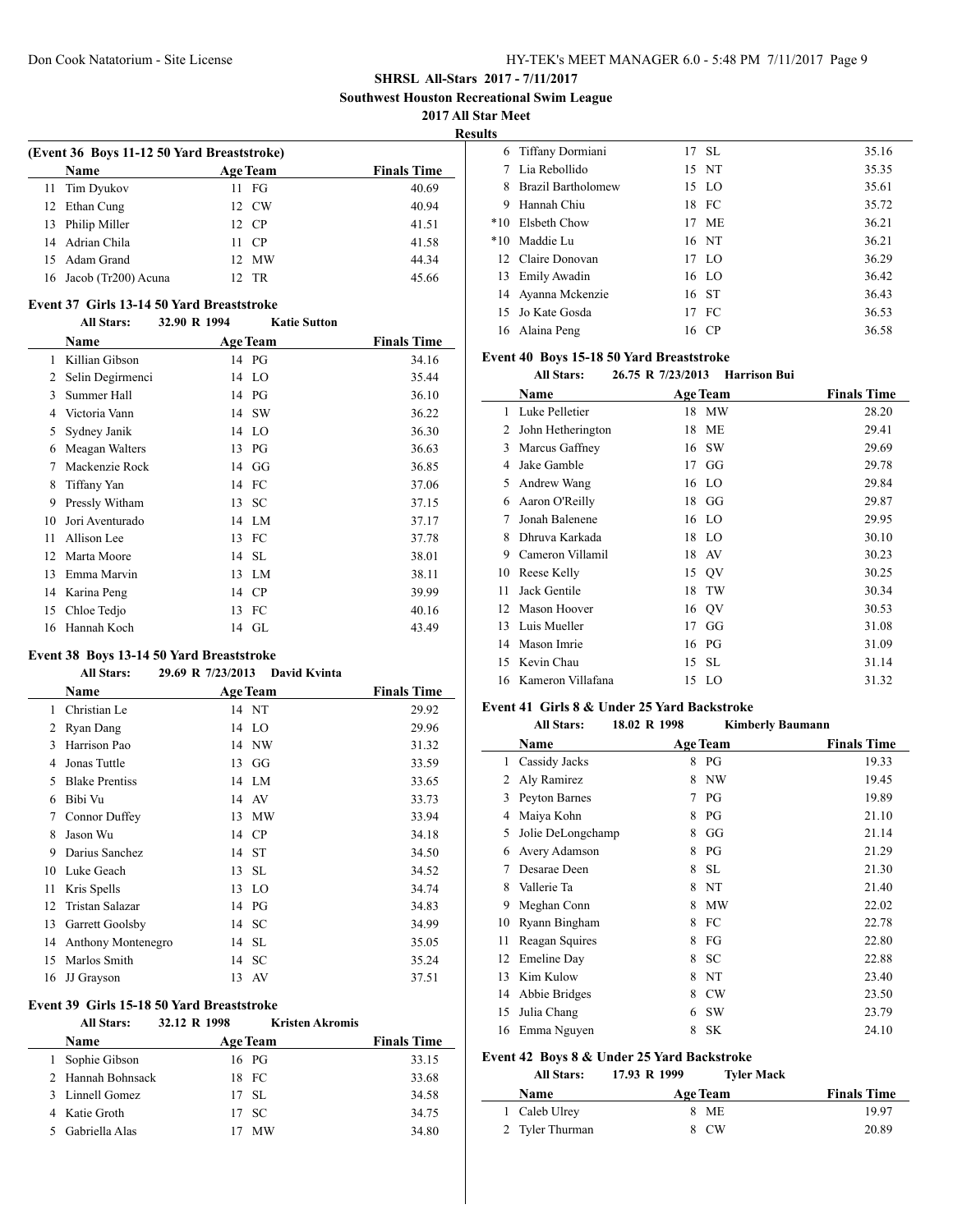**SHRSL All-Stars 2017 - 7/11/2017**

**Southwest Houston Recreational Swim League**

**2017 All Star Meet**

**Results**

### (Event 36 Boys 11-12 50 Yard Breaststroke)

| | Name | Age | Team | Finals Time |
|---|---|---|---|---|
| 11 | Tim Dyukov | 11 | FG | 40.69 |
| 12 | Ethan Cung | 12 | CW | 40.94 |
| 13 | Philip Miller | 12 | CP | 41.51 |
| 14 | Adrian Chila | 11 | CP | 41.58 |
| 15 | Adam Grand | 12 | MW | 44.34 |
| 16 | Jacob (Tr200) Acuna | 12 | TR | 45.66 |

### Event 37 Girls 13-14 50 Yard Breaststroke

**All Stars:** 32.90 R 1994 **Katie Sutton**

| | Name | Age | Team | Finals Time |
|---|---|---|---|---|
| 1 | Killian Gibson | 14 | PG | 34.16 |
| 2 | Selin Degirmenci | 14 | LO | 35.44 |
| 3 | Summer Hall | 14 | PG | 36.10 |
| 4 | Victoria Vann | 14 | SW | 36.22 |
| 5 | Sydney Janik | 14 | LO | 36.30 |
| 6 | Meagan Walters | 13 | PG | 36.63 |
| 7 | Mackenzie Rock | 14 | GG | 36.85 |
| 8 | Tiffany Yan | 14 | FC | 37.06 |
| 9 | Pressly Witham | 13 | SC | 37.15 |
| 10 | Jori Aventurado | 14 | LM | 37.17 |
| 11 | Allison Lee | 13 | FC | 37.78 |
| 12 | Marta Moore | 14 | SL | 38.01 |
| 13 | Emma Marvin | 13 | LM | 38.11 |
| 14 | Karina Peng | 14 | CP | 39.99 |
| 15 | Chloe Tedjo | 13 | FC | 40.16 |
| 16 | Hannah Koch | 14 | GL | 43.49 |

### Event 38 Boys 13-14 50 Yard Breaststroke

**All Stars:** 29.69 R 7/23/2013 **David Kvinta**

| | Name | Age | Team | Finals Time |
|---|---|---|---|---|
| 1 | Christian Le | 14 | NT | 29.92 |
| 2 | Ryan Dang | 14 | LO | 29.96 |
| 3 | Harrison Pao | 14 | NW | 31.32 |
| 4 | Jonas Tuttle | 13 | GG | 33.59 |
| 5 | Blake Prentiss | 14 | LM | 33.65 |
| 6 | Bibi Vu | 14 | AV | 33.73 |
| 7 | Connor Duffey | 13 | MW | 33.94 |
| 8 | Jason Wu | 14 | CP | 34.18 |
| 9 | Darius Sanchez | 14 | ST | 34.50 |
| 10 | Luke Geach | 13 | SL | 34.52 |
| 11 | Kris Spells | 13 | LO | 34.74 |
| 12 | Tristan Salazar | 14 | PG | 34.83 |
| 13 | Garrett Goolsby | 14 | SC | 34.99 |
| 14 | Anthony Montenegro | 14 | SL | 35.05 |
| 15 | Marlos Smith | 14 | SC | 35.24 |
| 16 | JJ Grayson | 13 | AV | 37.51 |

### Event 39 Girls 15-18 50 Yard Breaststroke

**All Stars:** 32.12 R 1998 **Kristen Akromis**

| | Name | Age | Team | Finals Time |
|---|---|---|---|---|
| 1 | Sophie Gibson | 16 | PG | 33.15 |
| 2 | Hannah Bohnsack | 18 | FC | 33.68 |
| 3 | Linnell Gomez | 17 | SL | 34.58 |
| 4 | Katie Groth | 17 | SC | 34.75 |
| 5 | Gabriella Alas | 17 | MW | 34.80 |
| 6 | Tiffany Dormiani | 17 | SL | 35.16 |
| 7 | Lia Rebollido | 15 | NT | 35.35 |
| 8 | Brazil Bartholomew | 15 | LO | 35.61 |
| 9 | Hannah Chiu | 18 | FC | 35.72 |
| *10 | Elsbeth Chow | 17 | ME | 36.21 |
| *10 | Maddie Lu | 16 | NT | 36.21 |
| 12 | Claire Donovan | 17 | LO | 36.29 |
| 13 | Emily Awadin | 16 | LO | 36.42 |
| 14 | Ayanna Mckenzie | 16 | ST | 36.43 |
| 15 | Jo Kate Gosda | 17 | FC | 36.53 |
| 16 | Alaina Peng | 16 | CP | 36.58 |

### Event 40 Boys 15-18 50 Yard Breaststroke

**All Stars:** 26.75 R 7/23/2013 **Harrison Bui**

| | Name | Age | Team | Finals Time |
|---|---|---|---|---|
| 1 | Luke Pelletier | 18 | MW | 28.20 |
| 2 | John Hetherington | 18 | ME | 29.41 |
| 3 | Marcus Gaffney | 16 | SW | 29.69 |
| 4 | Jake Gamble | 17 | GG | 29.78 |
| 5 | Andrew Wang | 16 | LO | 29.84 |
| 6 | Aaron O'Reilly | 18 | GG | 29.87 |
| 7 | Jonah Balenene | 16 | LO | 29.95 |
| 8 | Dhruva Karkada | 18 | LO | 30.10 |
| 9 | Cameron Villamil | 18 | AV | 30.23 |
| 10 | Reese Kelly | 15 | QV | 30.25 |
| 11 | Jack Gentile | 18 | TW | 30.34 |
| 12 | Mason Hoover | 16 | QV | 30.53 |
| 13 | Luis Mueller | 17 | GG | 31.08 |
| 14 | Mason Imrie | 16 | PG | 31.09 |
| 15 | Kevin Chau | 15 | SL | 31.14 |
| 16 | Kameron Villafana | 15 | LO | 31.32 |

### Event 41 Girls 8 & Under 25 Yard Backstroke

**All Stars:** 18.02 R 1998 **Kimberly Baumann**

| | Name | Age | Team | Finals Time |
|---|---|---|---|---|
| 1 | Cassidy Jacks | 8 | PG | 19.33 |
| 2 | Aly Ramirez | 8 | NW | 19.45 |
| 3 | Peyton Barnes | 7 | PG | 19.89 |
| 4 | Maiya Kohn | 8 | PG | 21.10 |
| 5 | Jolie DeLongchamp | 8 | GG | 21.14 |
| 6 | Avery Adamson | 8 | PG | 21.29 |
| 7 | Desarae Deen | 8 | SL | 21.30 |
| 8 | Vallerie Ta | 8 | NT | 21.40 |
| 9 | Meghan Conn | 8 | MW | 22.02 |
| 10 | Ryann Bingham | 8 | FC | 22.78 |
| 11 | Reagan Squires | 8 | FG | 22.80 |
| 12 | Emeline Day | 8 | SC | 22.88 |
| 13 | Kim Kulow | 8 | NT | 23.40 |
| 14 | Abbie Bridges | 8 | CW | 23.50 |
| 15 | Julia Chang | 6 | SW | 23.79 |
| 16 | Emma Nguyen | 8 | SK | 24.10 |

### Event 42 Boys 8 & Under 25 Yard Backstroke

**All Stars:** 17.93 R 1999 **Tyler Mack**

| | Name | Age | Team | Finals Time |
|---|---|---|---|---|
| 1 | Caleb Ulrey | 8 | ME | 19.97 |
| 2 | Tyler Thurman | 8 | CW | 20.89 |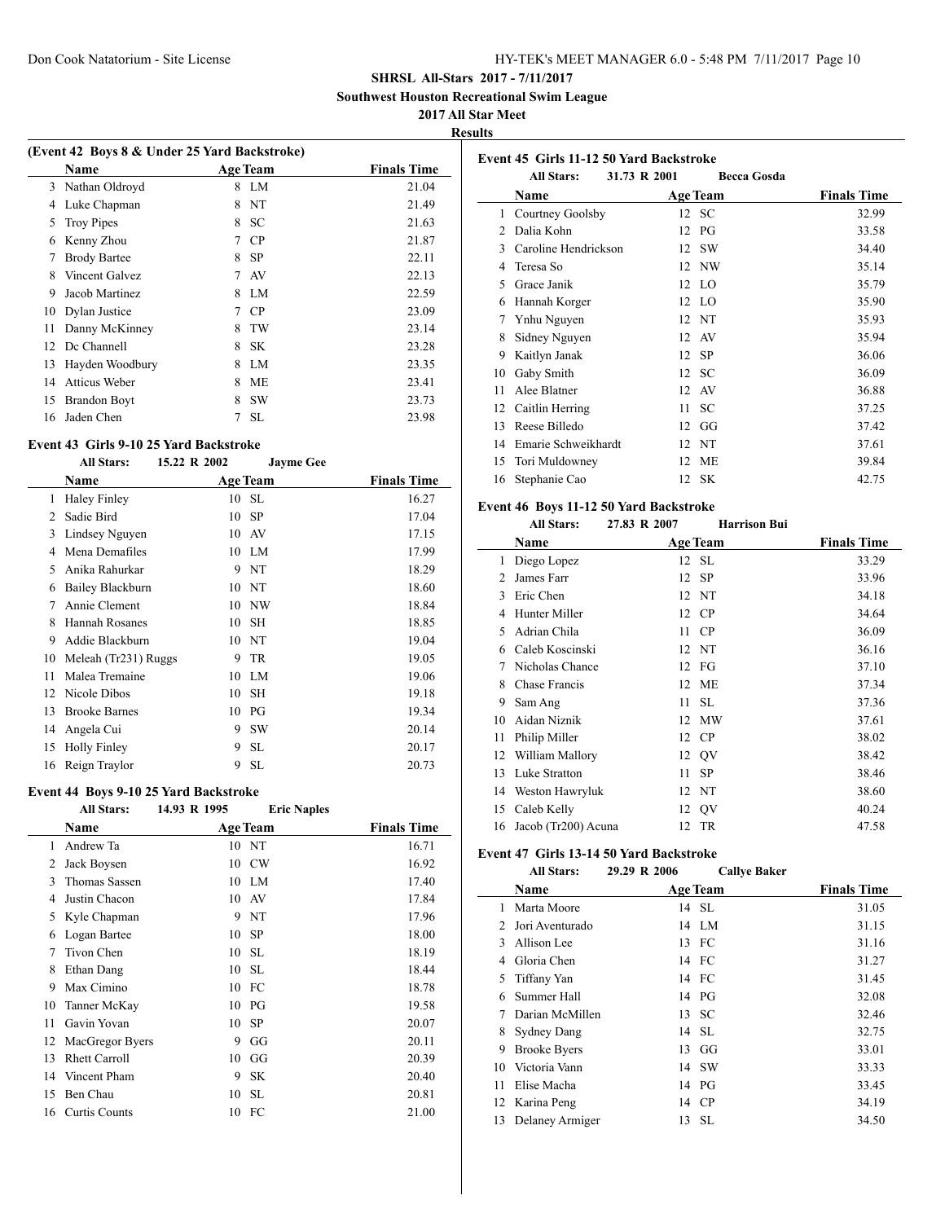**SHRSL All-Stars 2017 - 7/11/2017**

**Southwest Houston Recreational Swim League**

**2017 All Star Meet**

**Results**

### (Event 42 Boys 8 & Under 25 Yard Backstroke)

| | Name | Age | Team | Finals Time |
|---|---|---|---|---|
| 3 | Nathan Oldroyd | 8 | LM | 21.04 |
| 4 | Luke Chapman | 8 | NT | 21.49 |
| 5 | Troy Pipes | 8 | SC | 21.63 |
| 6 | Kenny Zhou | 7 | CP | 21.87 |
| 7 | Brody Bartee | 8 | SP | 22.11 |
| 8 | Vincent Galvez | 7 | AV | 22.13 |
| 9 | Jacob Martinez | 8 | LM | 22.59 |
| 10 | Dylan Justice | 7 | CP | 23.09 |
| 11 | Danny McKinney | 8 | TW | 23.14 |
| 12 | Dc Channell | 8 | SK | 23.28 |
| 13 | Hayden Woodbury | 8 | LM | 23.35 |
| 14 | Atticus Weber | 8 | ME | 23.41 |
| 15 | Brandon Boyt | 8 | SW | 23.73 |
| 16 | Jaden Chen | 7 | SL | 23.98 |

### Event 43 Girls 9-10 25 Yard Backstroke

**All Stars:** 15.22 R 2002 **Jayme Gee**

| | Name | Age | Team | Finals Time |
|---|---|---|---|---|
| 1 | Haley Finley | 10 | SL | 16.27 |
| 2 | Sadie Bird | 10 | SP | 17.04 |
| 3 | Lindsey Nguyen | 10 | AV | 17.15 |
| 4 | Mena Demafiles | 10 | LM | 17.99 |
| 5 | Anika Rahurkar | 9 | NT | 18.29 |
| 6 | Bailey Blackburn | 10 | NT | 18.60 |
| 7 | Annie Clement | 10 | NW | 18.84 |
| 8 | Hannah Rosanes | 10 | SH | 18.85 |
| 9 | Addie Blackburn | 10 | NT | 19.04 |
| 10 | Meleah (Tr231) Ruggs | 9 | TR | 19.05 |
| 11 | Malea Tremaine | 10 | LM | 19.06 |
| 12 | Nicole Dibos | 10 | SH | 19.18 |
| 13 | Brooke Barnes | 10 | PG | 19.34 |
| 14 | Angela Cui | 9 | SW | 20.14 |
| 15 | Holly Finley | 9 | SL | 20.17 |
| 16 | Reign Traylor | 9 | SL | 20.73 |

### Event 44 Boys 9-10 25 Yard Backstroke

**All Stars:** 14.93 R 1995 **Eric Naples**

| | Name | Age | Team | Finals Time |
|---|---|---|---|---|
| 1 | Andrew Ta | 10 | NT | 16.71 |
| 2 | Jack Boysen | 10 | CW | 16.92 |
| 3 | Thomas Sassen | 10 | LM | 17.40 |
| 4 | Justin Chacon | 10 | AV | 17.84 |
| 5 | Kyle Chapman | 9 | NT | 17.96 |
| 6 | Logan Bartee | 10 | SP | 18.00 |
| 7 | Tivon Chen | 10 | SL | 18.19 |
| 8 | Ethan Dang | 10 | SL | 18.44 |
| 9 | Max Cimino | 10 | FC | 18.78 |
| 10 | Tanner McKay | 10 | PG | 19.58 |
| 11 | Gavin Yovan | 10 | SP | 20.07 |
| 12 | MacGregor Byers | 9 | GG | 20.11 |
| 13 | Rhett Carroll | 10 | GG | 20.39 |
| 14 | Vincent Pham | 9 | SK | 20.40 |
| 15 | Ben Chau | 10 | SL | 20.81 |
| 16 | Curtis Counts | 10 | FC | 21.00 |

### Event 45 Girls 11-12 50 Yard Backstroke

**All Stars:** 31.73 R 2001 **Becca Gosda**

| | Name | Age | Team | Finals Time |
|---|---|---|---|---|
| 1 | Courtney Goolsby | 12 | SC | 32.99 |
| 2 | Dalia Kohn | 12 | PG | 33.58 |
| 3 | Caroline Hendrickson | 12 | SW | 34.40 |
| 4 | Teresa So | 12 | NW | 35.14 |
| 5 | Grace Janik | 12 | LO | 35.79 |
| 6 | Hannah Korger | 12 | LO | 35.90 |
| 7 | Ynhu Nguyen | 12 | NT | 35.93 |
| 8 | Sidney Nguyen | 12 | AV | 35.94 |
| 9 | Kaitlyn Janak | 12 | SP | 36.06 |
| 10 | Gaby Smith | 12 | SC | 36.09 |
| 11 | Alee Blatner | 12 | AV | 36.88 |
| 12 | Caitlin Herring | 11 | SC | 37.25 |
| 13 | Reese Billedo | 12 | GG | 37.42 |
| 14 | Emarie Schweikhardt | 12 | NT | 37.61 |
| 15 | Tori Muldowney | 12 | ME | 39.84 |
| 16 | Stephanie Cao | 12 | SK | 42.75 |

### Event 46 Boys 11-12 50 Yard Backstroke

**All Stars:** 27.83 R 2007 **Harrison Bui**

| | Name | Age | Team | Finals Time |
|---|---|---|---|---|
| 1 | Diego Lopez | 12 | SL | 33.29 |
| 2 | James Farr | 12 | SP | 33.96 |
| 3 | Eric Chen | 12 | NT | 34.18 |
| 4 | Hunter Miller | 12 | CP | 34.64 |
| 5 | Adrian Chila | 11 | CP | 36.09 |
| 6 | Caleb Koscinski | 12 | NT | 36.16 |
| 7 | Nicholas Chance | 12 | FG | 37.10 |
| 8 | Chase Francis | 12 | ME | 37.34 |
| 9 | Sam Ang | 11 | SL | 37.36 |
| 10 | Aidan Niznik | 12 | MW | 37.61 |
| 11 | Philip Miller | 12 | CP | 38.02 |
| 12 | William Mallory | 12 | QV | 38.42 |
| 13 | Luke Stratton | 11 | SP | 38.46 |
| 14 | Weston Hawryluk | 12 | NT | 38.60 |
| 15 | Caleb Kelly | 12 | QV | 40.24 |
| 16 | Jacob (Tr200) Acuna | 12 | TR | 47.58 |

### Event 47 Girls 13-14 50 Yard Backstroke

**All Stars:** 29.29 R 2006 **Callye Baker**

| | Name | Age | Team | Finals Time |
|---|---|---|---|---|
| 1 | Marta Moore | 14 | SL | 31.05 |
| 2 | Jori Aventurado | 14 | LM | 31.15 |
| 3 | Allison Lee | 13 | FC | 31.16 |
| 4 | Gloria Chen | 14 | FC | 31.27 |
| 5 | Tiffany Yan | 14 | FC | 31.45 |
| 6 | Summer Hall | 14 | PG | 32.08 |
| 7 | Darian McMillen | 13 | SC | 32.46 |
| 8 | Sydney Dang | 14 | SL | 32.75 |
| 9 | Brooke Byers | 13 | GG | 33.01 |
| 10 | Victoria Vann | 14 | SW | 33.33 |
| 11 | Elise Macha | 14 | PG | 33.45 |
| 12 | Karina Peng | 14 | CP | 34.19 |
| 13 | Delaney Armiger | 13 | SL | 34.50 |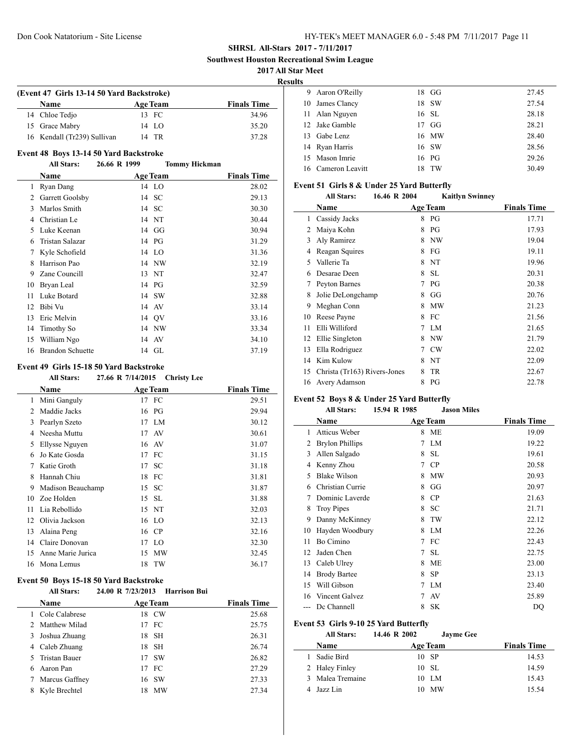**SHRSL All-Stars 2017 - 7/11/2017**

**Southwest Houston Recreational Swim League**

**2017 All Star Meet**

**Results**

### (Event 47 Girls 13-14 50 Yard Backstroke)

| | Name | Age | Team | Finals Time |
|---|---|---|---|---|
| 14 | Chloe Tedjo | 13 | FC | 34.96 |
| 15 | Grace Mabry | 14 | LO | 35.20 |
| 16 | Kendall (Tr239) Sullivan | 14 | TR | 37.28 |

### Event 48 Boys 13-14 50 Yard Backstroke

**All Stars:** 26.66 R 1999 **Tommy Hickman**

| | Name | Age | Team | Finals Time |
|---|---|---|---|---|
| 1 | Ryan Dang | 14 | LO | 28.02 |
| 2 | Garrett Goolsby | 14 | SC | 29.13 |
| 3 | Marlos Smith | 14 | SC | 30.30 |
| 4 | Christian Le | 14 | NT | 30.44 |
| 5 | Luke Keenan | 14 | GG | 30.94 |
| 6 | Tristan Salazar | 14 | PG | 31.29 |
| 7 | Kyle Schofield | 14 | LO | 31.36 |
| 8 | Harrison Pao | 14 | NW | 32.19 |
| 9 | Zane Councill | 13 | NT | 32.47 |
| 10 | Bryan Leal | 14 | PG | 32.59 |
| 11 | Luke Botard | 14 | SW | 32.88 |
| 12 | Bibi Vu | 14 | AV | 33.14 |
| 13 | Eric Melvin | 14 | QV | 33.16 |
| 14 | Timothy So | 14 | NW | 33.34 |
| 15 | William Ngo | 14 | AV | 34.10 |
| 16 | Brandon Schuette | 14 | GL | 37.19 |

### Event 49 Girls 15-18 50 Yard Backstroke

**All Stars:** 27.66 R 7/14/2015 **Christy Lee**

| | Name | Age | Team | Finals Time |
|---|---|---|---|---|
| 1 | Mini Ganguly | 17 | FC | 29.51 |
| 2 | Maddie Jacks | 16 | PG | 29.94 |
| 3 | Pearlyn Szeto | 17 | LM | 30.12 |
| 4 | Neesha Muttu | 17 | AV | 30.61 |
| 5 | Ellysse Nguyen | 16 | AV | 31.07 |
| 6 | Jo Kate Gosda | 17 | FC | 31.15 |
| 7 | Katie Groth | 17 | SC | 31.18 |
| 8 | Hannah Chiu | 18 | FC | 31.81 |
| 9 | Madison Beauchamp | 15 | SC | 31.87 |
| 10 | Zoe Holden | 15 | SL | 31.88 |
| 11 | Lia Rebollido | 15 | NT | 32.03 |
| 12 | Olivia Jackson | 16 | LO | 32.13 |
| 13 | Alaina Peng | 16 | CP | 32.16 |
| 14 | Claire Donovan | 17 | LO | 32.30 |
| 15 | Anne Marie Jurica | 15 | MW | 32.45 |
| 16 | Mona Lemus | 18 | TW | 36.17 |

### Event 50 Boys 15-18 50 Yard Backstroke

**All Stars:** 24.00 R 7/23/2013 **Harrison Bui**

| | Name | Age | Team | Finals Time |
|---|---|---|---|---|
| 1 | Cole Calabrese | 18 | CW | 25.68 |
| 2 | Matthew Milad | 17 | FC | 25.75 |
| 3 | Joshua Zhuang | 18 | SH | 26.31 |
| 4 | Caleb Zhuang | 18 | SH | 26.74 |
| 5 | Tristan Bauer | 17 | SW | 26.82 |
| 6 | Aaron Pan | 17 | FC | 27.29 |
| 7 | Marcus Gaffney | 16 | SW | 27.33 |
| 8 | Kyle Brechtel | 18 | MW | 27.34 |
| 9 | Aaron O'Reilly | 18 | GG | 27.45 |
| 10 | James Clancy | 18 | SW | 27.54 |
| 11 | Alan Nguyen | 16 | SL | 28.18 |
| 12 | Jake Gamble | 17 | GG | 28.21 |
| 13 | Gabe Lenz | 16 | MW | 28.40 |
| 14 | Ryan Harris | 16 | SW | 28.56 |
| 15 | Mason Imrie | 16 | PG | 29.26 |
| 16 | Cameron Leavitt | 18 | TW | 30.49 |

### Event 51 Girls 8 & Under 25 Yard Butterfly

**All Stars:** 16.46 R 2004 **Kaitlyn Swinney**

| | Name | Age | Team | Finals Time |
|---|---|---|---|---|
| 1 | Cassidy Jacks | 8 | PG | 17.71 |
| 2 | Maiya Kohn | 8 | PG | 17.93 |
| 3 | Aly Ramirez | 8 | NW | 19.04 |
| 4 | Reagan Squires | 8 | FG | 19.11 |
| 5 | Vallerie Ta | 8 | NT | 19.96 |
| 6 | Desarae Deen | 8 | SL | 20.31 |
| 7 | Peyton Barnes | 7 | PG | 20.38 |
| 8 | Jolie DeLongchamp | 8 | GG | 20.76 |
| 9 | Meghan Conn | 8 | MW | 21.23 |
| 10 | Reese Payne | 8 | FC | 21.56 |
| 11 | Elli Williford | 7 | LM | 21.65 |
| 12 | Ellie Singleton | 8 | NW | 21.79 |
| 13 | Ella Rodriguez | 7 | CW | 22.02 |
| 14 | Kim Kulow | 8 | NT | 22.09 |
| 15 | Christa (Tr163) Rivers-Jones | 8 | TR | 22.67 |
| 16 | Avery Adamson | 8 | PG | 22.78 |

### Event 52 Boys 8 & Under 25 Yard Butterfly

**All Stars:** 15.94 R 1985 **Jason Miles**

| | Name | Age | Team | Finals Time |
|---|---|---|---|---|
| 1 | Atticus Weber | 8 | ME | 19.09 |
| 2 | Brylon Phillips | 7 | LM | 19.22 |
| 3 | Allen Salgado | 8 | SL | 19.61 |
| 4 | Kenny Zhou | 7 | CP | 20.58 |
| 5 | Blake Wilson | 8 | MW | 20.93 |
| 6 | Christian Currie | 8 | GG | 20.97 |
| 7 | Dominic Laverde | 8 | CP | 21.63 |
| 8 | Troy Pipes | 8 | SC | 21.71 |
| 9 | Danny McKinney | 8 | TW | 22.12 |
| 10 | Hayden Woodbury | 8 | LM | 22.26 |
| 11 | Bo Cimino | 7 | FC | 22.43 |
| 12 | Jaden Chen | 7 | SL | 22.75 |
| 13 | Caleb Ulrey | 8 | ME | 23.00 |
| 14 | Brody Bartee | 8 | SP | 23.13 |
| 15 | Will Gibson | 7 | LM | 23.40 |
| 16 | Vincent Galvez | 7 | AV | 25.89 |
| --- | Dc Channell | 8 | SK | DQ |

### Event 53 Girls 9-10 25 Yard Butterfly

**All Stars:** 14.46 R 2002 **Jayme Gee**

| | Name | Age | Team | Finals Time |
|---|---|---|---|---|
| 1 | Sadie Bird | 10 | SP | 14.53 |
| 2 | Haley Finley | 10 | SL | 14.59 |
| 3 | Malea Tremaine | 10 | LM | 15.43 |
| 4 | Jazz Lin | 10 | MW | 15.54 |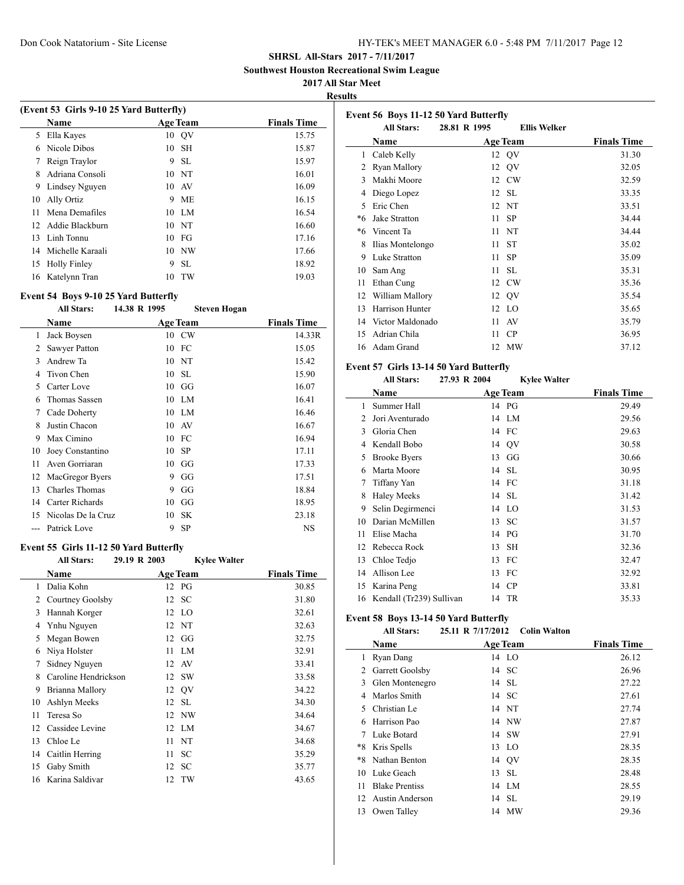**SHRSL All-Stars 2017 - 7/11/2017**

**Southwest Houston Recreational Swim League**

**2017 All Star Meet**

**Results**

### (Event 53 Girls 9-10 25 Yard Butterfly)

| | Name | Age | Team | Finals Time |
|---|---|---|---|---|
| 5 | Ella Kayes | 10 | QV | 15.75 |
| 6 | Nicole Dibos | 10 | SH | 15.87 |
| 7 | Reign Traylor | 9 | SL | 15.97 |
| 8 | Adriana Consoli | 10 | NT | 16.01 |
| 9 | Lindsey Nguyen | 10 | AV | 16.09 |
| 10 | Ally Ortiz | 9 | ME | 16.15 |
| 11 | Mena Demafiles | 10 | LM | 16.54 |
| 12 | Addie Blackburn | 10 | NT | 16.60 |
| 13 | Linh Tonnu | 10 | FG | 17.16 |
| 14 | Michelle Karaali | 10 | NW | 17.66 |
| 15 | Holly Finley | 9 | SL | 18.92 |
| 16 | Katelynn Tran | 10 | TW | 19.03 |

### Event 54 Boys 9-10 25 Yard Butterfly

**All Stars:** 14.38 R 1995 **Steven Hogan**

| | Name | Age | Team | Finals Time |
|---|---|---|---|---|
| 1 | Jack Boysen | 10 | CW | 14.33R |
| 2 | Sawyer Patton | 10 | FC | 15.05 |
| 3 | Andrew Ta | 10 | NT | 15.42 |
| 4 | Tivon Chen | 10 | SL | 15.90 |
| 5 | Carter Love | 10 | GG | 16.07 |
| 6 | Thomas Sassen | 10 | LM | 16.41 |
| 7 | Cade Doherty | 10 | LM | 16.46 |
| 8 | Justin Chacon | 10 | AV | 16.67 |
| 9 | Max Cimino | 10 | FC | 16.94 |
| 10 | Joey Constantino | 10 | SP | 17.11 |
| 11 | Aven Gorriaran | 10 | GG | 17.33 |
| 12 | MacGregor Byers | 9 | GG | 17.51 |
| 13 | Charles Thomas | 9 | GG | 18.84 |
| 14 | Carter Richards | 10 | GG | 18.95 |
| 15 | Nicolas De la Cruz | 10 | SK | 23.18 |
| --- | Patrick Love | 9 | SP | NS |

### Event 55 Girls 11-12 50 Yard Butterfly

**All Stars:** 29.19 R 2003 **Kylee Walter**

| | Name | Age | Team | Finals Time |
|---|---|---|---|---|
| 1 | Dalia Kohn | 12 | PG | 30.85 |
| 2 | Courtney Goolsby | 12 | SC | 31.80 |
| 3 | Hannah Korger | 12 | LO | 32.61 |
| 4 | Ynhu Nguyen | 12 | NT | 32.63 |
| 5 | Megan Bowen | 12 | GG | 32.75 |
| 6 | Niya Holster | 11 | LM | 32.91 |
| 7 | Sidney Nguyen | 12 | AV | 33.41 |
| 8 | Caroline Hendrickson | 12 | SW | 33.58 |
| 9 | Brianna Mallory | 12 | QV | 34.22 |
| 10 | Ashlyn Meeks | 12 | SL | 34.30 |
| 11 | Teresa So | 12 | NW | 34.64 |
| 12 | Cassidee Levine | 12 | LM | 34.67 |
| 13 | Chloe Le | 11 | NT | 34.68 |
| 14 | Caitlin Herring | 11 | SC | 35.29 |
| 15 | Gaby Smith | 12 | SC | 35.77 |
| 16 | Karina Saldivar | 12 | TW | 43.65 |

### Event 56 Boys 11-12 50 Yard Butterfly

**All Stars:** 28.81 R 1995 **Ellis Welker**

| | Name | Age | Team | Finals Time |
|---|---|---|---|---|
| 1 | Caleb Kelly | 12 | QV | 31.30 |
| 2 | Ryan Mallory | 12 | QV | 32.05 |
| 3 | Makhi Moore | 12 | CW | 32.59 |
| 4 | Diego Lopez | 12 | SL | 33.35 |
| 5 | Eric Chen | 12 | NT | 33.51 |
| *6 | Jake Stratton | 11 | SP | 34.44 |
| *6 | Vincent Ta | 11 | NT | 34.44 |
| 8 | Ilias Montelongo | 11 | ST | 35.02 |
| 9 | Luke Stratton | 11 | SP | 35.09 |
| 10 | Sam Ang | 11 | SL | 35.31 |
| 11 | Ethan Cung | 12 | CW | 35.36 |
| 12 | William Mallory | 12 | QV | 35.54 |
| 13 | Harrison Hunter | 12 | LO | 35.65 |
| 14 | Victor Maldonado | 11 | AV | 35.79 |
| 15 | Adrian Chila | 11 | CP | 36.95 |
| 16 | Adam Grand | 12 | MW | 37.12 |

### Event 57 Girls 13-14 50 Yard Butterfly

**All Stars:** 27.93 R 2004 **Kylee Walter**

| | Name | Age | Team | Finals Time |
|---|---|---|---|---|
| 1 | Summer Hall | 14 | PG | 29.49 |
| 2 | Jori Aventurado | 14 | LM | 29.56 |
| 3 | Gloria Chen | 14 | FC | 29.63 |
| 4 | Kendall Bobo | 14 | QV | 30.58 |
| 5 | Brooke Byers | 13 | GG | 30.66 |
| 6 | Marta Moore | 14 | SL | 30.95 |
| 7 | Tiffany Yan | 14 | FC | 31.18 |
| 8 | Haley Meeks | 14 | SL | 31.42 |
| 9 | Selin Degirmenci | 14 | LO | 31.53 |
| 10 | Darian McMillen | 13 | SC | 31.57 |
| 11 | Elise Macha | 14 | PG | 31.70 |
| 12 | Rebecca Rock | 13 | SH | 32.36 |
| 13 | Chloe Tedjo | 13 | FC | 32.47 |
| 14 | Allison Lee | 13 | FC | 32.92 |
| 15 | Karina Peng | 14 | CP | 33.81 |
| 16 | Kendall (Tr239) Sullivan | 14 | TR | 35.33 |

### Event 58 Boys 13-14 50 Yard Butterfly

**All Stars:** 25.11 R 7/17/2012 **Colin Walton**

| | Name | Age | Team | Finals Time |
|---|---|---|---|---|
| 1 | Ryan Dang | 14 | LO | 26.12 |
| 2 | Garrett Goolsby | 14 | SC | 26.96 |
| 3 | Glen Montenegro | 14 | SL | 27.22 |
| 4 | Marlos Smith | 14 | SC | 27.61 |
| 5 | Christian Le | 14 | NT | 27.74 |
| 6 | Harrison Pao | 14 | NW | 27.87 |
| 7 | Luke Botard | 14 | SW | 27.91 |
| *8 | Kris Spells | 13 | LO | 28.35 |
| *8 | Nathan Benton | 14 | QV | 28.35 |
| 10 | Luke Geach | 13 | SL | 28.48 |
| 11 | Blake Prentiss | 14 | LM | 28.55 |
| 12 | Austin Anderson | 14 | SL | 29.19 |
| 13 | Owen Talley | 14 | MW | 29.36 |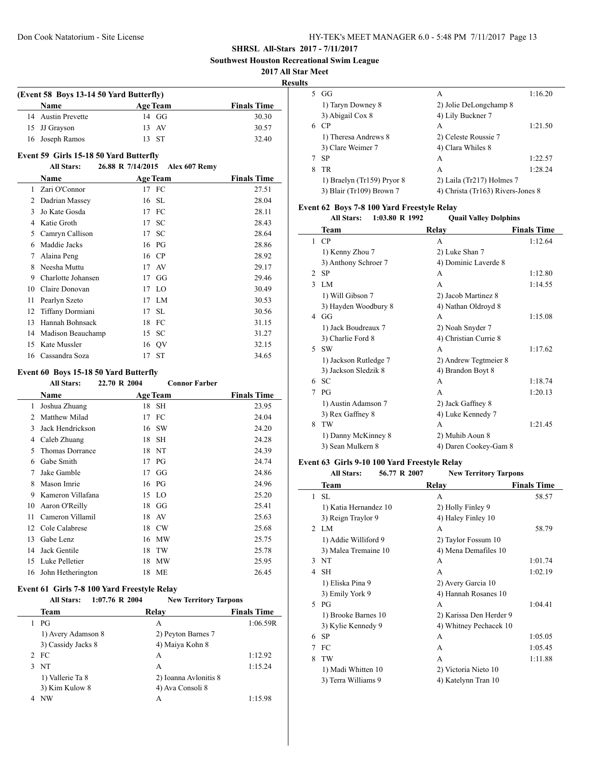**SHRSL All-Stars 2017 - 7/11/2017**

**Southwest Houston Recreational Swim League**

**2017 All Star Meet**

**Results**

### (Event 58 Boys 13-14 50 Yard Butterfly)

| | Name | Age | Team | Finals Time |
|---|---|---|---|---|
| 14 | Austin Prevette | 14 | GG | 30.30 |
| 15 | JJ Grayson | 13 | AV | 30.57 |
| 16 | Joseph Ramos | 13 | ST | 32.40 |

### Event 59 Girls 15-18 50 Yard Butterfly

All Stars: 26.88 R 7/14/2015 Alex 607 Remy

| | Name | Age | Team | Finals Time |
|---|---|---|---|---|
| 1 | Zari O'Connor | 17 | FC | 27.51 |
| 2 | Dadrian Massey | 16 | SL | 28.04 |
| 3 | Jo Kate Gosda | 17 | FC | 28.11 |
| 4 | Katie Groth | 17 | SC | 28.43 |
| 5 | Camryn Callison | 17 | SC | 28.64 |
| 6 | Maddie Jacks | 16 | PG | 28.86 |
| 7 | Alaina Peng | 16 | CP | 28.92 |
| 8 | Neesha Muttu | 17 | AV | 29.17 |
| 9 | Charlotte Johansen | 17 | GG | 29.46 |
| 10 | Claire Donovan | 17 | LO | 30.49 |
| 11 | Pearlyn Szeto | 17 | LM | 30.53 |
| 12 | Tiffany Dormiani | 17 | SL | 30.56 |
| 13 | Hannah Bohnsack | 18 | FC | 31.15 |
| 14 | Madison Beauchamp | 15 | SC | 31.27 |
| 15 | Kate Mussler | 16 | QV | 32.15 |
| 16 | Cassandra Soza | 17 | ST | 34.65 |

### Event 60 Boys 15-18 50 Yard Butterfly

All Stars: 22.70 R 2004 Connor Farber

| | Name | Age | Team | Finals Time |
|---|---|---|---|---|
| 1 | Joshua Zhuang | 18 | SH | 23.95 |
| 2 | Matthew Milad | 17 | FC | 24.04 |
| 3 | Jack Hendrickson | 16 | SW | 24.20 |
| 4 | Caleb Zhuang | 18 | SH | 24.28 |
| 5 | Thomas Dorrance | 18 | NT | 24.39 |
| 6 | Gabe Smith | 17 | PG | 24.74 |
| 7 | Jake Gamble | 17 | GG | 24.86 |
| 8 | Mason Imrie | 16 | PG | 24.96 |
| 9 | Kameron Villafana | 15 | LO | 25.20 |
| 10 | Aaron O'Reilly | 18 | GG | 25.41 |
| 11 | Cameron Villamil | 18 | AV | 25.63 |
| 12 | Cole Calabrese | 18 | CW | 25.68 |
| 13 | Gabe Lenz | 16 | MW | 25.75 |
| 14 | Jack Gentile | 18 | TW | 25.78 |
| 15 | Luke Pelletier | 18 | MW | 25.95 |
| 16 | John Hetherington | 18 | ME | 26.45 |

### Event 61 Girls 7-8 100 Yard Freestyle Relay

All Stars: 1:07.76 R 2004 New Territory Tarpons

| | Team | Relay | Finals Time |
|---|---|---|---|
| 1 | PG | A | 1:06.59R |
| | 1) Avery Adamson 8 | 2) Peyton Barnes 7 | |
| | 3) Cassidy Jacks 8 | 4) Maiya Kohn 8 | |
| 2 | FC | A | 1:12.92 |
| 3 | NT | A | 1:15.24 |
| | 1) Vallerie Ta 8 | 2) Ioanna Avlonitis 8 | |
| | 3) Kim Kulow 8 | 4) Ava Consoli 8 | |
| 4 | NW | A | 1:15.98 |
| 5 | GG | A | 1:16.20 |
| | 1) Taryn Downey 8 | 2) Jolie DeLongchamp 8 | |
| | 3) Abigail Cox 8 | 4) Lily Buckner 7 | |
| 6 | CP | A | 1:21.50 |
| | 1) Theresa Andrews 8 | 2) Celeste Roussie 7 | |
| | 3) Clare Weimer 7 | 4) Clara Whiles 8 | |
| 7 | SP | A | 1:22.57 |
| 8 | TR | A | 1:28.24 |
| | 1) Braelyn (Tr159) Pryor 8 | 2) Laila (Tr217) Holmes 7 | |
| | 3) Blair (Tr109) Brown 7 | 4) Christa (Tr163) Rivers-Jones 8 | |

### Event 62 Boys 7-8 100 Yard Freestyle Relay

All Stars: 1:03.80 R 1992 Quail Valley Dolphins

| | Team | Relay | Finals Time |
|---|---|---|---|
| 1 | CP | A | 1:12.64 |
| | 1) Kenny Zhou 7 | 2) Luke Shan 7 | |
| | 3) Anthony Schroer 7 | 4) Dominic Laverde 8 | |
| 2 | SP | A | 1:12.80 |
| 3 | LM | A | 1:14.55 |
| | 1) Will Gibson 7 | 2) Jacob Martinez 8 | |
| | 3) Hayden Woodbury 8 | 4) Nathan Oldroyd 8 | |
| 4 | GG | A | 1:15.08 |
| | 1) Jack Boudreaux 7 | 2) Noah Snyder 7 | |
| | 3) Charlie Ford 8 | 4) Christian Currie 8 | |
| 5 | SW | A | 1:17.62 |
| | 1) Jackson Rutledge 7 | 2) Andrew Tegtmeier 8 | |
| | 3) Jackson Sledzik 8 | 4) Brandon Boyt 8 | |
| 6 | SC | A | 1:18.74 |
| 7 | PG | A | 1:20.13 |
| | 1) Austin Adamson 7 | 2) Jack Gaffney 8 | |
| | 3) Rex Gaffney 8 | 4) Luke Kennedy 7 | |
| 8 | TW | A | 1:21.45 |
| | 1) Danny McKinney 8 | 2) Muhib Aoun 8 | |
| | 3) Sean Mulkern 8 | 4) Daren Cookey-Gam 8 | |

### Event 63 Girls 9-10 100 Yard Freestyle Relay

All Stars: 56.77 R 2007 New Territory Tarpons

| | Team | Relay | Finals Time |
|---|---|---|---|
| 1 | SL | A | 58.57 |
| | 1) Katia Hernandez 10 | 2) Holly Finley 9 | |
| | 3) Reign Traylor 9 | 4) Haley Finley 10 | |
| 2 | LM | A | 58.79 |
| | 1) Addie Williford 9 | 2) Taylor Fossum 10 | |
| | 3) Malea Tremaine 10 | 4) Mena Demafiles 10 | |
| 3 | NT | A | 1:01.74 |
| 4 | SH | A | 1:02.19 |
| | 1) Eliska Pina 9 | 2) Avery Garcia 10 | |
| | 3) Emily York 9 | 4) Hannah Rosanes 10 | |
| 5 | PG | A | 1:04.41 |
| | 1) Brooke Barnes 10 | 2) Karissa Den Herder 9 | |
| | 3) Kylie Kennedy 9 | 4) Whitney Pechacek 10 | |
| 6 | SP | A | 1:05.05 |
| 7 | FC | A | 1:05.45 |
| 8 | TW | A | 1:11.88 |
| | 1) Madi Whitten 10 | 2) Victoria Nieto 10 | |
| | 3) Terra Williams 9 | 4) Katelynn Tran 10 | |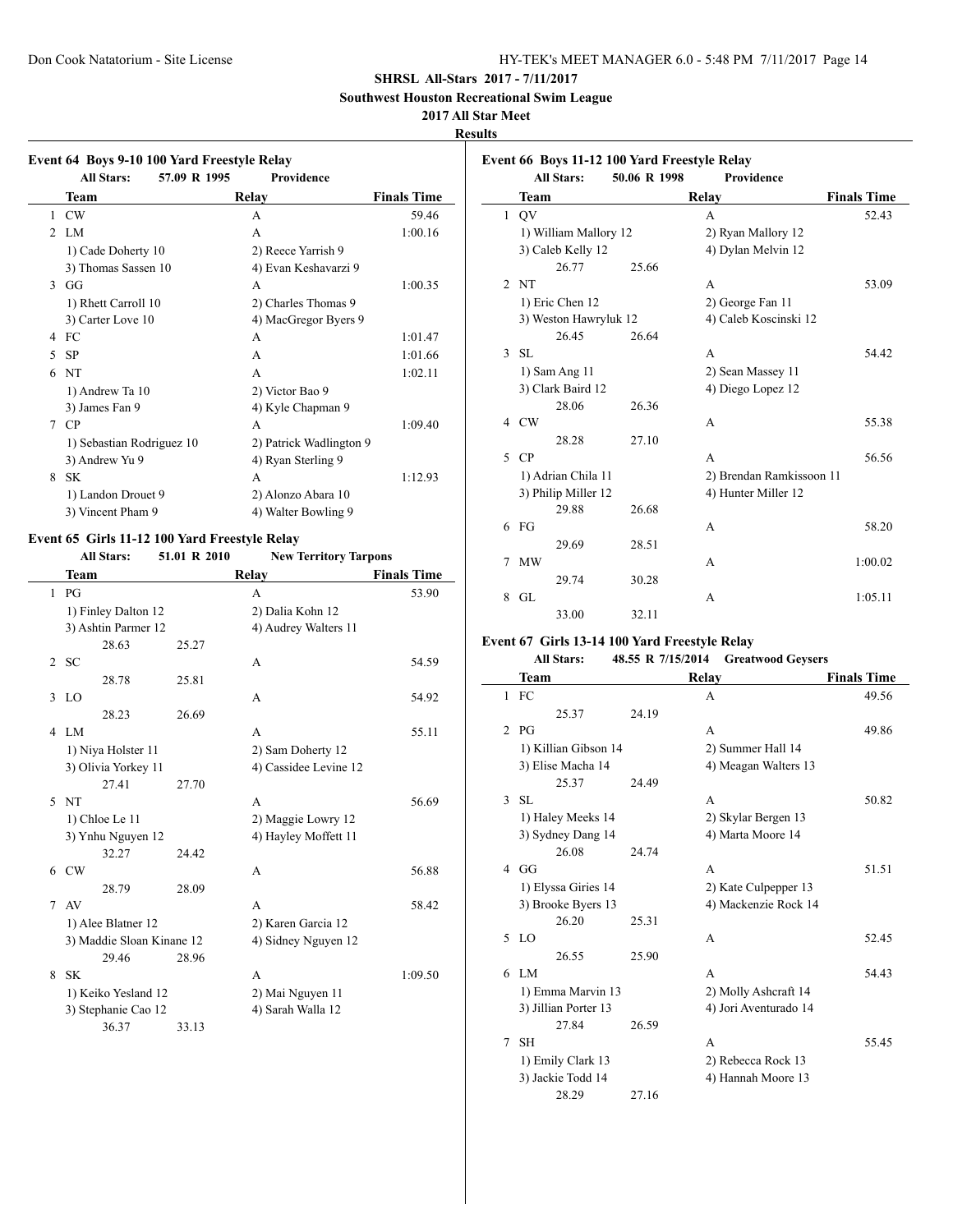**SHRSL All-Stars 2017 - 7/11/2017**

**Southwest Houston Recreational Swim League**

**2017 All Star Meet**

**Results**

### Event 64 Boys 9-10 100 Yard Freestyle Relay

**All Stars:** 57.09 R 1995 Providence

| | Team | Relay | Finals Time |
|---|---|---|---|
| 1 | CW | A | 59.46 |
| 2 | LM | A | 1:00.16 |
| | 1) Cade Doherty 10 | 2) Reece Yarrish 9 | |
| | 3) Thomas Sassen 10 | 4) Evan Keshavarzi 9 | |
| 3 | GG | A | 1:00.35 |
| | 1) Rhett Carroll 10 | 2) Charles Thomas 9 | |
| | 3) Carter Love 10 | 4) MacGregor Byers 9 | |
| 4 | FC | A | 1:01.47 |
| 5 | SP | A | 1:01.66 |
| 6 | NT | A | 1:02.11 |
| | 1) Andrew Ta 10 | 2) Victor Bao 9 | |
| | 3) James Fan 9 | 4) Kyle Chapman 9 | |
| 7 | CP | A | 1:09.40 |
| | 1) Sebastian Rodriguez 10 | 2) Patrick Wadlington 9 | |
| | 3) Andrew Yu 9 | 4) Ryan Sterling 9 | |
| 8 | SK | A | 1:12.93 |
| | 1) Landon Drouet 9 | 2) Alonzo Abara 10 | |
| | 3) Vincent Pham 9 | 4) Walter Bowling 9 | |

### Event 65 Girls 11-12 100 Yard Freestyle Relay

**All Stars:** 51.01 R 2010 New Territory Tarpons

| | Team | Relay | Finals Time |
|---|---|---|---|
| 1 | PG | A | 53.90 |
| | 1) Finley Dalton 12 | 2) Dalia Kohn 12 | |
| | 3) Ashtin Parmer 12 | 4) Audrey Walters 11 | |
| | 28.63 25.27 | | |
| 2 | SC | A | 54.59 |
| | 28.78 25.81 | | |
| 3 | LO | A | 54.92 |
| | 28.23 26.69 | | |
| 4 | LM | A | 55.11 |
| | 1) Niya Holster 11 | 2) Sam Doherty 12 | |
| | 3) Olivia Yorkey 11 | 4) Cassidee Levine 12 | |
| | 27.41 27.70 | | |
| 5 | NT | A | 56.69 |
| | 1) Chloe Le 11 | 2) Maggie Lowry 12 | |
| | 3) Ynhu Nguyen 12 | 4) Hayley Moffett 11 | |
| | 32.27 24.42 | | |
| 6 | CW | A | 56.88 |
| | 28.79 28.09 | | |
| 7 | AV | A | 58.42 |
| | 1) Alee Blatner 12 | 2) Karen Garcia 12 | |
| | 3) Maddie Sloan Kinane 12 | 4) Sidney Nguyen 12 | |
| | 29.46 28.96 | | |
| 8 | SK | A | 1:09.50 |
| | 1) Keiko Yesland 12 | 2) Mai Nguyen 11 | |
| | 3) Stephanie Cao 12 | 4) Sarah Walla 12 | |
| | 36.37 33.13 | | |

### Event 66 Boys 11-12 100 Yard Freestyle Relay

**All Stars:** 50.06 R 1998 Providence

| | Team | Relay | Finals Time |
|---|---|---|---|
| 1 | QV | A | 52.43 |
| | 1) William Mallory 12 | 2) Ryan Mallory 12 | |
| | 3) Caleb Kelly 12 | 4) Dylan Melvin 12 | |
| | 26.77 25.66 | | |
| 2 | NT | A | 53.09 |
| | 1) Eric Chen 12 | 2) George Fan 11 | |
| | 3) Weston Hawryluk 12 | 4) Caleb Koscinski 12 | |
| | 26.45 26.64 | | |
| 3 | SL | A | 54.42 |
| | 1) Sam Ang 11 | 2) Sean Massey 11 | |
| | 3) Clark Baird 12 | 4) Diego Lopez 12 | |
| | 28.06 26.36 | | |
| 4 | CW | A | 55.38 |
| | 28.28 27.10 | | |
| 5 | CP | A | 56.56 |
| | 1) Adrian Chila 11 | 2) Brendan Ramkissoon 11 | |
| | 3) Philip Miller 12 | 4) Hunter Miller 12 | |
| | 29.88 26.68 | | |
| 6 | FG | A | 58.20 |
| | 29.69 28.51 | | |
| 7 | MW | A | 1:00.02 |
| | 29.74 30.28 | | |
| 8 | GL | A | 1:05.11 |
| | 33.00 32.11 | | |

### Event 67 Girls 13-14 100 Yard Freestyle Relay

**All Stars:** 48.55 R 7/15/2014 Greatwood Geysers

| | Team | Relay | Finals Time |
|---|---|---|---|
| 1 | FC | A | 49.56 |
| | 25.37 24.19 | | |
| 2 | PG | A | 49.86 |
| | 1) Killian Gibson 14 | 2) Summer Hall 14 | |
| | 3) Elise Macha 14 | 4) Meagan Walters 13 | |
| | 25.37 24.49 | | |
| 3 | SL | A | 50.82 |
| | 1) Haley Meeks 14 | 2) Skylar Bergen 13 | |
| | 3) Sydney Dang 14 | 4) Marta Moore 14 | |
| | 26.08 24.74 | | |
| 4 | GG | A | 51.51 |
| | 1) Elyssa Giries 14 | 2) Kate Culpepper 13 | |
| | 3) Brooke Byers 13 | 4) Mackenzie Rock 14 | |
| | 26.20 25.31 | | |
| 5 | LO | A | 52.45 |
| | 26.55 25.90 | | |
| 6 | LM | A | 54.43 |
| | 1) Emma Marvin 13 | 2) Molly Ashcraft 14 | |
| | 3) Jillian Porter 13 | 4) Jori Aventurado 14 | |
| | 27.84 26.59 | | |
| 7 | SH | A | 55.45 |
| | 1) Emily Clark 13 | 2) Rebecca Rock 13 | |
| | 3) Jackie Todd 14 | 4) Hannah Moore 13 | |
| | 28.29 27.16 | | |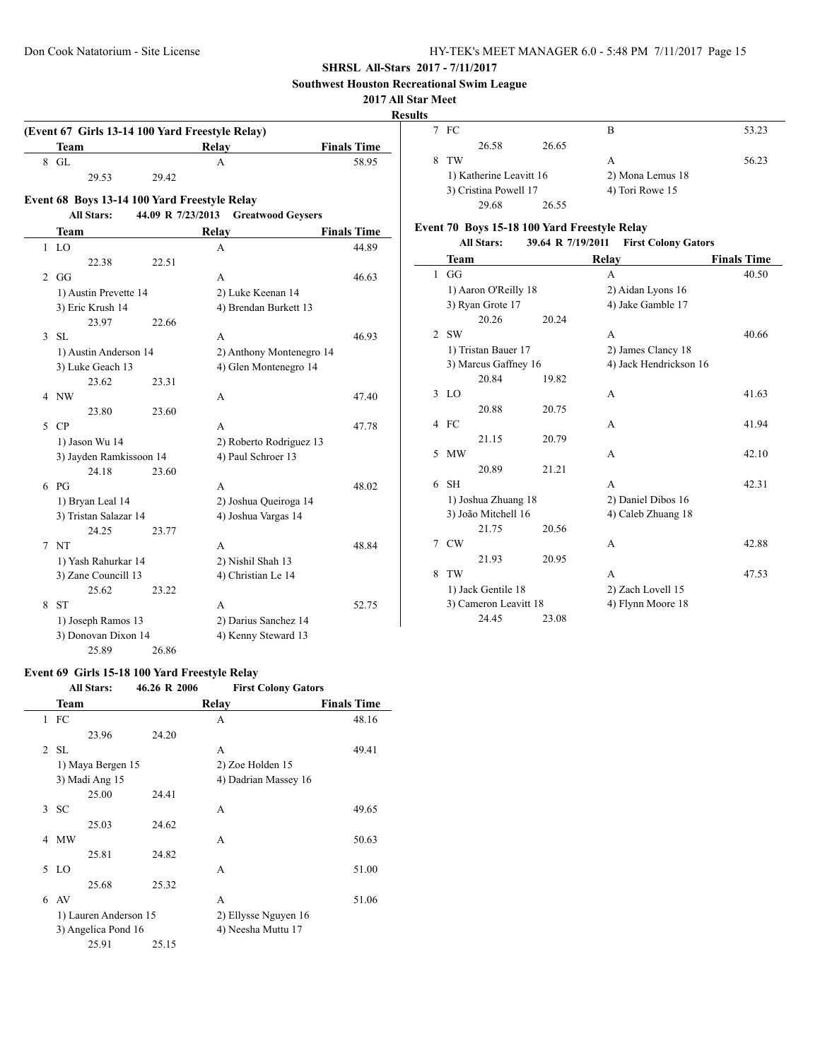**SHRSL All-Stars 2017 - 7/11/2017**

**Southwest Houston Recreational Swim League**

**2017 All Star Meet**

**Results**

**(Event 67 Girls 13-14 100 Yard Freestyle Relay)**

| | Team | Relay | Finals Time |
|---|---|---|---|
| 8 | GL | A | 58.95 |
| | 29.53 29.42 | | |

### Event 68 Boys 13-14 100 Yard Freestyle Relay

**All Stars: 44.09 R 7/23/2013 Greatwood Geysers**

| | Team | Relay | Finals Time |
|---|---|---|---|
| 1 | LO | A | 44.89 |
| | 22.38 22.51 | | |
| 2 | GG | A | 46.63 |
| | 1) Austin Prevette 14 | 2) Luke Keenan 14 | |
| | 3) Eric Krush 14 | 4) Brendan Burkett 13 | |
| | 23.97 22.66 | | |
| 3 | SL | A | 46.93 |
| | 1) Austin Anderson 14 | 2) Anthony Montenegro 14 | |
| | 3) Luke Geach 13 | 4) Glen Montenegro 14 | |
| | 23.62 23.31 | | |
| 4 | NW | A | 47.40 |
| | 23.80 23.60 | | |
| 5 | CP | A | 47.78 |
| | 1) Jason Wu 14 | 2) Roberto Rodriguez 13 | |
| | 3) Jayden Ramkissoon 14 | 4) Paul Schroer 13 | |
| | 24.18 23.60 | | |
| 6 | PG | A | 48.02 |
| | 1) Bryan Leal 14 | 2) Joshua Queiroga 14 | |
| | 3) Tristan Salazar 14 | 4) Joshua Vargas 14 | |
| | 24.25 23.77 | | |
| 7 | NT | A | 48.84 |
| | 1) Yash Rahurkar 14 | 2) Nishil Shah 13 | |
| | 3) Zane Councill 13 | 4) Christian Le 14 | |
| | 25.62 23.22 | | |
| 8 | ST | A | 52.75 |
| | 1) Joseph Ramos 13 | 2) Darius Sanchez 14 | |
| | 3) Donovan Dixon 14 | 4) Kenny Steward 13 | |
| | 25.89 26.86 | | |

### Event 69 Girls 15-18 100 Yard Freestyle Relay

**All Stars: 46.26 R 2006 First Colony Gators**

| | Team | Relay | Finals Time |
|---|---|---|---|
| 1 | FC | A | 48.16 |
| | 23.96 24.20 | | |
| 2 | SL | A | 49.41 |
| | 1) Maya Bergen 15 | 2) Zoe Holden 15 | |
| | 3) Madi Ang 15 | 4) Dadrian Massey 16 | |
| | 25.00 24.41 | | |
| 3 | SC | A | 49.65 |
| | 25.03 24.62 | | |
| 4 | MW | A | 50.63 |
| | 25.81 24.82 | | |
| 5 | LO | A | 51.00 |
| | 25.68 25.32 | | |
| 6 | AV | A | 51.06 |
| | 1) Lauren Anderson 15 | 2) Ellysse Nguyen 16 | |
| | 3) Angelica Pond 16 | 4) Neesha Muttu 17 | |
| | 25.91 25.15 | | |
| 7 | FC | B | 53.23 |
| | 26.58 26.65 | | |
| 8 | TW | A | 56.23 |
| | 1) Katherine Leavitt 16 | 2) Mona Lemus 18 | |
| | 3) Cristina Powell 17 | 4) Tori Rowe 15 | |
| | 29.68 26.55 | | |

### Event 70 Boys 15-18 100 Yard Freestyle Relay

**All Stars: 39.64 R 7/19/2011 First Colony Gators**

| | Team | Relay | Finals Time |
|---|---|---|---|
| 1 | GG | A | 40.50 |
| | 1) Aaron O'Reilly 18 | 2) Aidan Lyons 16 | |
| | 3) Ryan Grote 17 | 4) Jake Gamble 17 | |
| | 20.26 20.24 | | |
| 2 | SW | A | 40.66 |
| | 1) Tristan Bauer 17 | 2) James Clancy 18 | |
| | 3) Marcus Gaffney 16 | 4) Jack Hendrickson 16 | |
| | 20.84 19.82 | | |
| 3 | LO | A | 41.63 |
| | 20.88 20.75 | | |
| 4 | FC | A | 41.94 |
| | 21.15 20.79 | | |
| 5 | MW | A | 42.10 |
| | 20.89 21.21 | | |
| 6 | SH | A | 42.31 |
| | 1) Joshua Zhuang 18 | 2) Daniel Dibos 16 | |
| | 3) João Mitchell 16 | 4) Caleb Zhuang 18 | |
| | 21.75 20.56 | | |
| 7 | CW | A | 42.88 |
| | 21.93 20.95 | | |
| 8 | TW | A | 47.53 |
| | 1) Jack Gentile 18 | 2) Zach Lovell 15 | |
| | 3) Cameron Leavitt 18 | 4) Flynn Moore 18 | |
| | 24.45 23.08 | | |